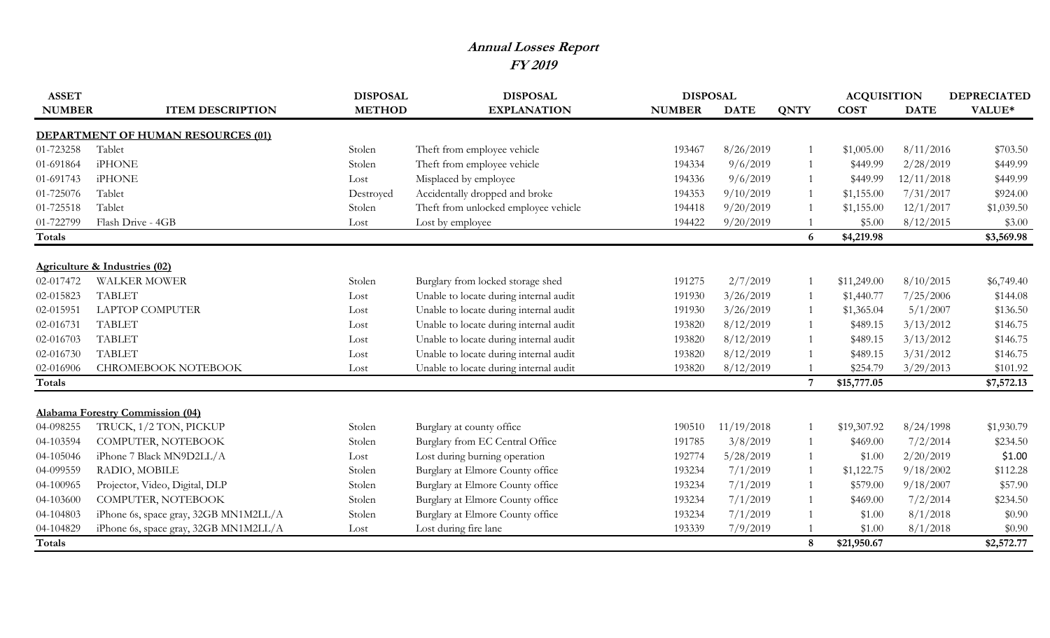# *Annual Losses Report*
## *FY 2019*

| ASSET NUMBER | ITEM DESCRIPTION | DISPOSAL METHOD | DISPOSAL EXPLANATION | DISPOSAL NUMBER | DISPOSAL DATE | QNTY | ACQUISITION COST | ACQUISITION DATE | DEPRECIATED VALUE* |
|---|---|---|---|---|---|---|---|---|---|
| **DEPARTMENT OF HUMAN RESOURCES (01)** | | | | | | | | | |
| 01-723258 | Tablet | Stolen | Theft from employee vehicle | 193467 | 8/26/2019 | 1 | $1,005.00 | 8/11/2016 | $703.50 |
| 01-691864 | iPHONE | Stolen | Theft from employee vehicle | 194334 | 9/6/2019 | 1 | $449.99 | 2/28/2019 | $449.99 |
| 01-691743 | iPHONE | Lost | Misplaced by employee | 194336 | 9/6/2019 | 1 | $449.99 | 12/11/2018 | $449.99 |
| 01-725076 | Tablet | Destroyed | Accidentally dropped and broke | 194353 | 9/10/2019 | 1 | $1,155.00 | 7/31/2017 | $924.00 |
| 01-725518 | Tablet | Stolen | Theft from unlocked employee vehicle | 194418 | 9/20/2019 | 1 | $1,155.00 | 12/1/2017 | $1,039.50 |
| 01-722799 | Flash Drive - 4GB | Lost | Lost by employee | 194422 | 9/20/2019 | 1 | $5.00 | 8/12/2015 | $3.00 |
| **Totals** | | | | | | **6** | **$4,219.98** | | **$3,569.98** |
| **Agriculture & Industries (02)** | | | | | | | | | |
| 02-017472 | WALKER MOWER | Stolen | Burglary from locked storage shed | 191275 | 2/7/2019 | 1 | $11,249.00 | 8/10/2015 | $6,749.40 |
| 02-015823 | TABLET | Lost | Unable to locate during internal audit | 191930 | 3/26/2019 | 1 | $1,440.77 | 7/25/2006 | $144.08 |
| 02-015951 | LAPTOP COMPUTER | Lost | Unable to locate during internal audit | 191930 | 3/26/2019 | 1 | $1,365.04 | 5/1/2007 | $136.50 |
| 02-016731 | TABLET | Lost | Unable to locate during internal audit | 193820 | 8/12/2019 | 1 | $489.15 | 3/13/2012 | $146.75 |
| 02-016703 | TABLET | Lost | Unable to locate during internal audit | 193820 | 8/12/2019 | 1 | $489.15 | 3/13/2012 | $146.75 |
| 02-016730 | TABLET | Lost | Unable to locate during internal audit | 193820 | 8/12/2019 | 1 | $489.15 | 3/31/2012 | $146.75 |
| 02-016906 | CHROMEBOOK NOTEBOOK | Lost | Unable to locate during internal audit | 193820 | 8/12/2019 | 1 | $254.79 | 3/29/2013 | $101.92 |
| **Totals** | | | | | | **7** | **$15,777.05** | | **$7,572.13** |
| **Alabama Forestry Commission (04)** | | | | | | | | | |
| 04-098255 | TRUCK, 1/2 TON, PICKUP | Stolen | Burglary at county office | 190510 | 11/19/2018 | 1 | $19,307.92 | 8/24/1998 | $1,930.79 |
| 04-103594 | COMPUTER, NOTEBOOK | Stolen | Burglary from EC Central Office | 191785 | 3/8/2019 | 1 | $469.00 | 7/2/2014 | $234.50 |
| 04-105046 | iPhone 7 Black MN9D2LL/A | Lost | Lost during burning operation | 192774 | 5/28/2019 | 1 | $1.00 | 2/20/2019 | $1.00 |
| 04-099559 | RADIO, MOBILE | Stolen | Burglary at Elmore County office | 193234 | 7/1/2019 | 1 | $1,122.75 | 9/18/2002 | $112.28 |
| 04-100965 | Projector, Video, Digital, DLP | Stolen | Burglary at Elmore County office | 193234 | 7/1/2019 | 1 | $579.00 | 9/18/2007 | $57.90 |
| 04-103600 | COMPUTER, NOTEBOOK | Stolen | Burglary at Elmore County office | 193234 | 7/1/2019 | 1 | $469.00 | 7/2/2014 | $234.50 |
| 04-104803 | iPhone 6s, space gray, 32GB MN1M2LL/A | Stolen | Burglary at Elmore County office | 193234 | 7/1/2019 | 1 | $1.00 | 8/1/2018 | $0.90 |
| 04-104829 | iPhone 6s, space gray, 32GB MN1M2LL/A | Lost | Lost during fire lane | 193339 | 7/9/2019 | 1 | $1.00 | 8/1/2018 | $0.90 |
| **Totals** | | | | | | **8** | **$21,950.67** | | **$2,572.77** |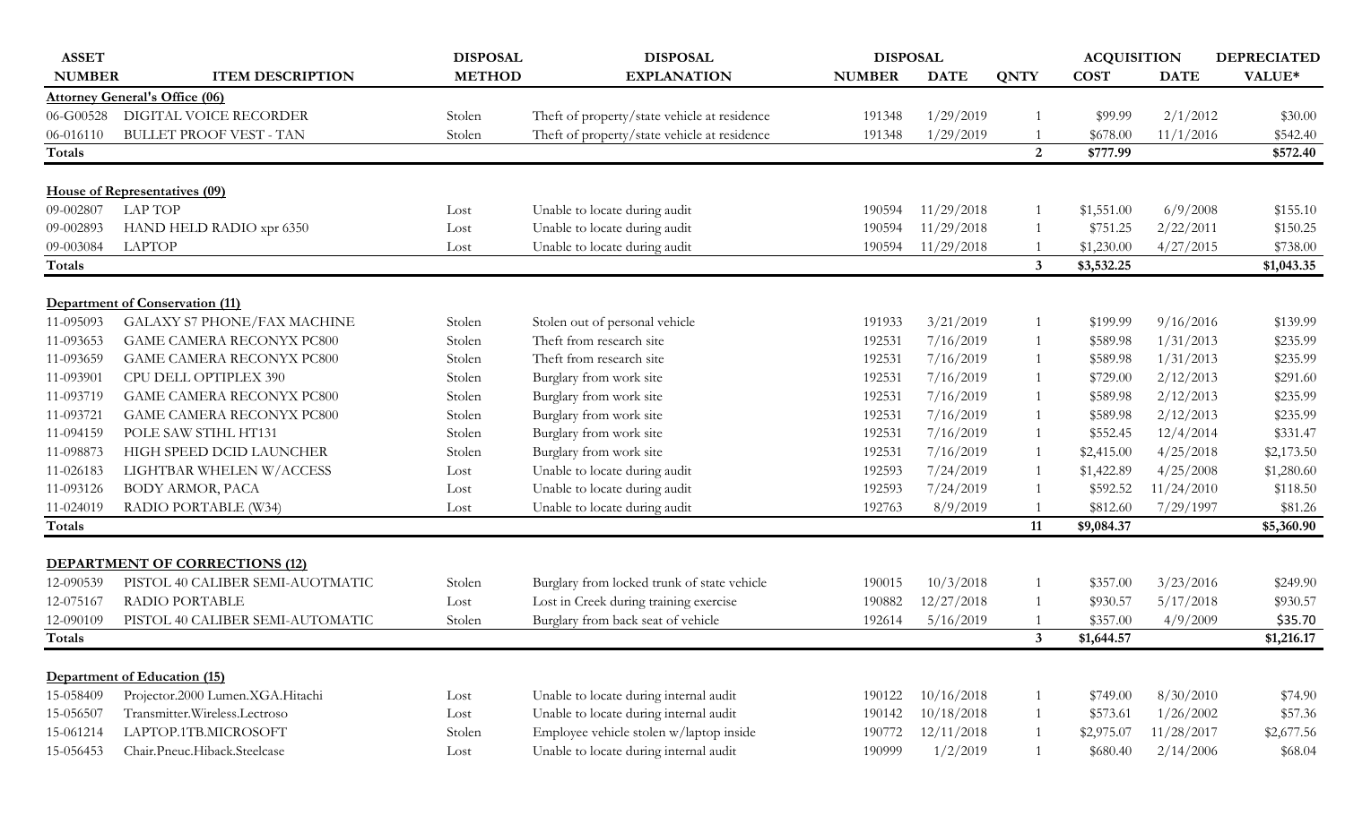| ASSET NUMBER | ITEM DESCRIPTION | DISPOSAL METHOD | DISPOSAL EXPLANATION | DISPOSAL NUMBER | DISPOSAL DATE | QNTY | ACQUISITION COST | ACQUISITION DATE | DEPRECIATED VALUE* |
|---|---|---|---|---|---|---|---|---|---|
| **Attorney General's Office (06)** | | | | | | | | | |
| 06-G00528 | DIGITAL VOICE RECORDER | Stolen | Theft of property/state vehicle at residence | 191348 | 1/29/2019 | 1 | $99.99 | 2/1/2012 | $30.00 |
| 06-016110 | BULLET PROOF VEST - TAN | Stolen | Theft of property/state vehicle at residence | 191348 | 1/29/2019 | 1 | $678.00 | 11/1/2016 | $542.40 |
| **Totals** | | | | | | **2** | **$777.99** | | **$572.40** |
| **House of Representatives (09)** | | | | | | | | | |
| 09-002807 | LAP TOP | Lost | Unable to locate during audit | 190594 | 11/29/2018 | 1 | $1,551.00 | 6/9/2008 | $155.10 |
| 09-002893 | HAND HELD RADIO xpr 6350 | Lost | Unable to locate during audit | 190594 | 11/29/2018 | 1 | $751.25 | 2/22/2011 | $150.25 |
| 09-003084 | LAPTOP | Lost | Unable to locate during audit | 190594 | 11/29/2018 | 1 | $1,230.00 | 4/27/2015 | $738.00 |
| **Totals** | | | | | | **3** | **$3,532.25** | | **$1,043.35** |
| **Department of Conservation (11)** | | | | | | | | | |
| 11-095093 | GALAXY S7 PHONE/FAX MACHINE | Stolen | Stolen out of personal vehicle | 191933 | 3/21/2019 | 1 | $199.99 | 9/16/2016 | $139.99 |
| 11-093653 | GAME CAMERA RECONYX PC800 | Stolen | Theft from research site | 192531 | 7/16/2019 | 1 | $589.98 | 1/31/2013 | $235.99 |
| 11-093659 | GAME CAMERA RECONYX PC800 | Stolen | Theft from research site | 192531 | 7/16/2019 | 1 | $589.98 | 1/31/2013 | $235.99 |
| 11-093901 | CPU DELL OPTIPLEX 390 | Stolen | Burglary from work site | 192531 | 7/16/2019 | 1 | $729.00 | 2/12/2013 | $291.60 |
| 11-093719 | GAME CAMERA RECONYX PC800 | Stolen | Burglary from work site | 192531 | 7/16/2019 | 1 | $589.98 | 2/12/2013 | $235.99 |
| 11-093721 | GAME CAMERA RECONYX PC800 | Stolen | Burglary from work site | 192531 | 7/16/2019 | 1 | $589.98 | 2/12/2013 | $235.99 |
| 11-094159 | POLE SAW STIHL HT131 | Stolen | Burglary from work site | 192531 | 7/16/2019 | 1 | $552.45 | 12/4/2014 | $331.47 |
| 11-098873 | HIGH SPEED DCID LAUNCHER | Stolen | Burglary from work site | 192531 | 7/16/2019 | 1 | $2,415.00 | 4/25/2018 | $2,173.50 |
| 11-026183 | LIGHTBAR WHELEN W/ACCESS | Lost | Unable to locate during audit | 192593 | 7/24/2019 | 1 | $1,422.89 | 4/25/2008 | $1,280.60 |
| 11-093126 | BODY ARMOR, PACA | Lost | Unable to locate during audit | 192593 | 7/24/2019 | 1 | $592.52 | 11/24/2010 | $118.50 |
| 11-024019 | RADIO PORTABLE (W34) | Lost | Unable to locate during audit | 192763 | 8/9/2019 | 1 | $812.60 | 7/29/1997 | $81.26 |
| **Totals** | | | | | | **11** | **$9,084.37** | | **$5,360.90** |
| **DEPARTMENT OF CORRECTIONS (12)** | | | | | | | | | |
| 12-090539 | PISTOL 40 CALIBER SEMI-AUOTMATIC | Stolen | Burglary from locked trunk of state vehicle | 190015 | 10/3/2018 | 1 | $357.00 | 3/23/2016 | $249.90 |
| 12-075167 | RADIO PORTABLE | Lost | Lost in Creek during training exercise | 190882 | 12/27/2018 | 1 | $930.57 | 5/17/2018 | $930.57 |
| 12-090109 | PISTOL 40 CALIBER SEMI-AUTOMATIC | Stolen | Burglary from back seat of vehicle | 192614 | 5/16/2019 | 1 | $357.00 | 4/9/2009 | $35.70 |
| **Totals** | | | | | | **3** | **$1,644.57** | | **$1,216.17** |
| **Department of Education (15)** | | | | | | | | | |
| 15-058409 | Projector.2000 Lumen.XGA.Hitachi | Lost | Unable to locate during internal audit | 190122 | 10/16/2018 | 1 | $749.00 | 8/30/2010 | $74.90 |
| 15-056507 | Transmitter.Wireless.Lectroso | Lost | Unable to locate during internal audit | 190142 | 10/18/2018 | 1 | $573.61 | 1/26/2002 | $57.36 |
| 15-061214 | LAPTOP.1TB.MICROSOFT | Stolen | Employee vehicle stolen w/laptop inside | 190772 | 12/11/2018 | 1 | $2,975.07 | 11/28/2017 | $2,677.56 |
| 15-056453 | Chair.Pneuc.Hiback.Steelcase | Lost | Unable to locate during internal audit | 190999 | 1/2/2019 | 1 | $680.40 | 2/14/2006 | $68.04 |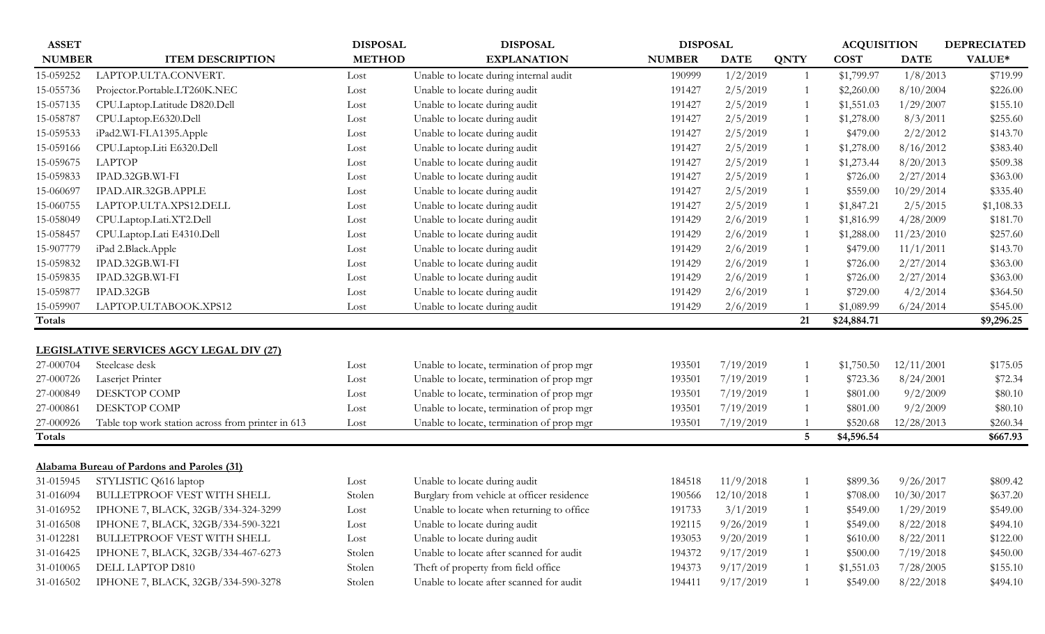| ASSET NUMBER | ITEM DESCRIPTION | DISPOSAL METHOD | DISPOSAL EXPLANATION | DISPOSAL NUMBER | DISPOSAL DATE | QNTY | ACQUISITION COST | ACQUISITION DATE | DEPRECIATED VALUE* |
|---|---|---|---|---|---|---|---|---|---|
| 15-059252 | LAPTOP.ULTA.CONVERT. | Lost | Unable to locate during internal audit | 190999 | 1/2/2019 | 1 | $1,799.97 | 1/8/2013 | $719.99 |
| 15-055736 | Projector.Portable.LT260K.NEC | Lost | Unable to locate during audit | 191427 | 2/5/2019 | 1 | $2,260.00 | 8/10/2004 | $226.00 |
| 15-057135 | CPU.Laptop.Latitude D820.Dell | Lost | Unable to locate during audit | 191427 | 2/5/2019 | 1 | $1,551.03 | 1/29/2007 | $155.10 |
| 15-058787 | CPU.Laptop.E6320.Dell | Lost | Unable to locate during audit | 191427 | 2/5/2019 | 1 | $1,278.00 | 8/3/2011 | $255.60 |
| 15-059533 | iPad2.WI-FI.A1395.Apple | Lost | Unable to locate during audit | 191427 | 2/5/2019 | 1 | $479.00 | 2/2/2012 | $143.70 |
| 15-059166 | CPU.Laptop.Liti E6320.Dell | Lost | Unable to locate during audit | 191427 | 2/5/2019 | 1 | $1,278.00 | 8/16/2012 | $383.40 |
| 15-059675 | LAPTOP | Lost | Unable to locate during audit | 191427 | 2/5/2019 | 1 | $1,273.44 | 8/20/2013 | $509.38 |
| 15-059833 | IPAD.32GB.WI-FI | Lost | Unable to locate during audit | 191427 | 2/5/2019 | 1 | $726.00 | 2/27/2014 | $363.00 |
| 15-060697 | IPAD.AIR.32GB.APPLE | Lost | Unable to locate during audit | 191427 | 2/5/2019 | 1 | $559.00 | 10/29/2014 | $335.40 |
| 15-060755 | LAPTOP.ULTA.XPS12.DELL | Lost | Unable to locate during audit | 191427 | 2/5/2019 | 1 | $1,847.21 | 2/5/2015 | $1,108.33 |
| 15-058049 | CPU.Laptop.Lati.XT2.Dell | Lost | Unable to locate during audit | 191429 | 2/6/2019 | 1 | $1,816.99 | 4/28/2009 | $181.70 |
| 15-058457 | CPU.Laptop.Lati E4310.Dell | Lost | Unable to locate during audit | 191429 | 2/6/2019 | 1 | $1,288.00 | 11/23/2010 | $257.60 |
| 15-907779 | iPad 2.Black.Apple | Lost | Unable to locate during audit | 191429 | 2/6/2019 | 1 | $479.00 | 11/1/2011 | $143.70 |
| 15-059832 | IPAD.32GB.WI-FI | Lost | Unable to locate during audit | 191429 | 2/6/2019 | 1 | $726.00 | 2/27/2014 | $363.00 |
| 15-059835 | IPAD.32GB.WI-FI | Lost | Unable to locate during audit | 191429 | 2/6/2019 | 1 | $726.00 | 2/27/2014 | $363.00 |
| 15-059877 | IPAD.32GB | Lost | Unable to locate during audit | 191429 | 2/6/2019 | 1 | $729.00 | 4/2/2014 | $364.50 |
| 15-059907 | LAPTOP.ULTABOOK.XPS12 | Lost | Unable to locate during audit | 191429 | 2/6/2019 | 1 | $1,089.99 | 6/24/2014 | $545.00 |
| **Totals** | | | | | | **21** | **$24,884.71** | | **$9,296.25** |

**LEGISLATIVE SERVICES AGCY LEGAL DIV (27)**

| ASSET NUMBER | ITEM DESCRIPTION | DISPOSAL METHOD | DISPOSAL EXPLANATION | DISPOSAL NUMBER | DISPOSAL DATE | QNTY | ACQUISITION COST | ACQUISITION DATE | DEPRECIATED VALUE* |
|---|---|---|---|---|---|---|---|---|---|
| 27-000704 | Steelcase desk | Lost | Unable to locate, termination of prop mgr | 193501 | 7/19/2019 | 1 | $1,750.50 | 12/11/2001 | $175.05 |
| 27-000726 | Laserjet Printer | Lost | Unable to locate, termination of prop mgr | 193501 | 7/19/2019 | 1 | $723.36 | 8/24/2001 | $72.34 |
| 27-000849 | DESKTOP COMP | Lost | Unable to locate, termination of prop mgr | 193501 | 7/19/2019 | 1 | $801.00 | 9/2/2009 | $80.10 |
| 27-000861 | DESKTOP COMP | Lost | Unable to locate, termination of prop mgr | 193501 | 7/19/2019 | 1 | $801.00 | 9/2/2009 | $80.10 |
| 27-000926 | Table top work station across from printer in 613 | Lost | Unable to locate, termination of prop mgr | 193501 | 7/19/2019 | 1 | $520.68 | 12/28/2013 | $260.34 |
| **Totals** | | | | | | **5** | **$4,596.54** | | **$667.93** |

**Alabama Bureau of Pardons and Paroles (31)**

| ASSET NUMBER | ITEM DESCRIPTION | DISPOSAL METHOD | DISPOSAL EXPLANATION | DISPOSAL NUMBER | DISPOSAL DATE | QNTY | ACQUISITION COST | ACQUISITION DATE | DEPRECIATED VALUE* |
|---|---|---|---|---|---|---|---|---|---|
| 31-015945 | STYLISTIC Q616 laptop | Lost | Unable to locate during audit | 184518 | 11/9/2018 | 1 | $899.36 | 9/26/2017 | $809.42 |
| 31-016094 | BULLETPROOF VEST WITH SHELL | Stolen | Burglary from vehicle at officer residence | 190566 | 12/10/2018 | 1 | $708.00 | 10/30/2017 | $637.20 |
| 31-016952 | IPHONE 7, BLACK, 32GB/334-324-3299 | Lost | Unable to locate when returning to office | 191733 | 3/1/2019 | 1 | $549.00 | 1/29/2019 | $549.00 |
| 31-016508 | IPHONE 7, BLACK, 32GB/334-590-3221 | Lost | Unable to locate during audit | 192115 | 9/26/2019 | 1 | $549.00 | 8/22/2018 | $494.10 |
| 31-012281 | BULLETPROOF VEST WITH SHELL | Lost | Unable to locate during audit | 193053 | 9/20/2019 | 1 | $610.00 | 8/22/2011 | $122.00 |
| 31-016425 | IPHONE 7, BLACK, 32GB/334-467-6273 | Stolen | Unable to locate after scanned for audit | 194372 | 9/17/2019 | 1 | $500.00 | 7/19/2018 | $450.00 |
| 31-010065 | DELL LAPTOP D810 | Stolen | Theft of property from field office | 194373 | 9/17/2019 | 1 | $1,551.03 | 7/28/2005 | $155.10 |
| 31-016502 | IPHONE 7, BLACK, 32GB/334-590-3278 | Stolen | Unable to locate after scanned for audit | 194411 | 9/17/2019 | 1 | $549.00 | 8/22/2018 | $494.10 |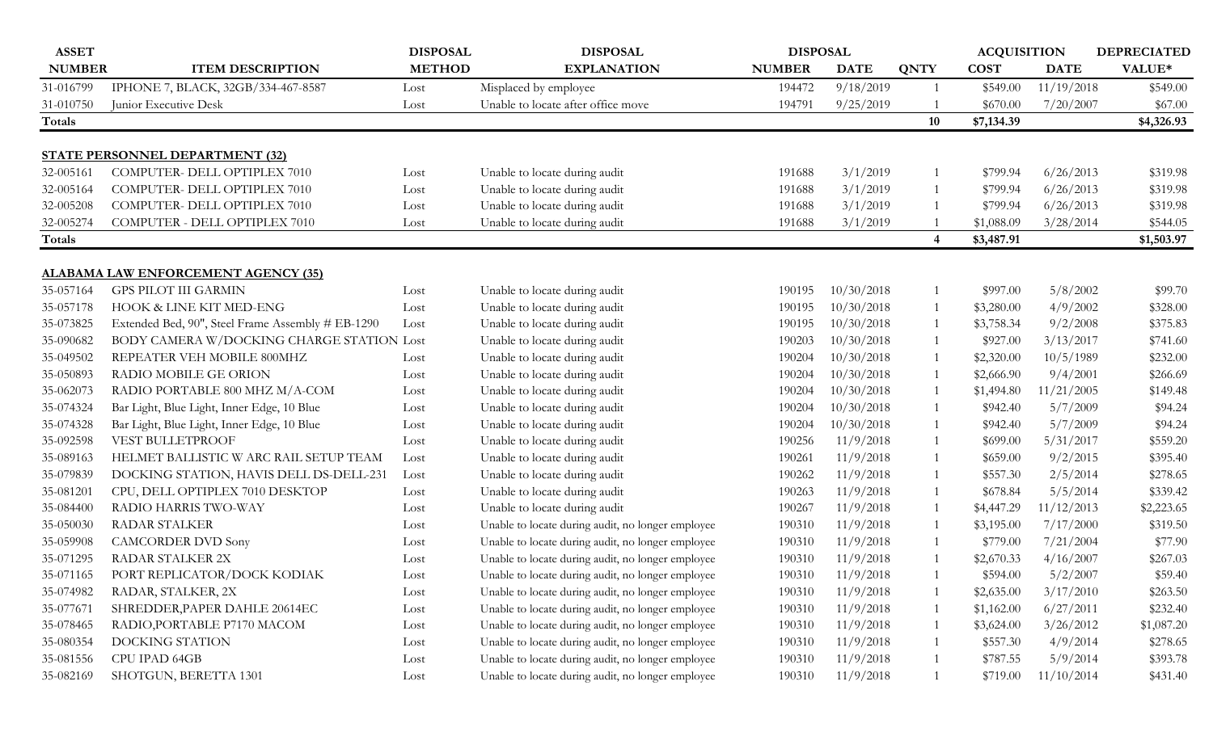| ASSET NUMBER | ITEM DESCRIPTION | DISPOSAL METHOD | DISPOSAL EXPLANATION | DISPOSAL NUMBER | DISPOSAL DATE | DISPOSAL QNTY | ACQUISITION COST | ACQUISITION DATE | DEPRECIATED VALUE* |
|---|---|---|---|---|---|---|---|---|---|
| 31-016799 | IPHONE 7, BLACK, 32GB/334-467-8587 | Lost | Misplaced by employee | 194472 | 9/18/2019 | 1 | $549.00 | 11/19/2018 | $549.00 |
| 31-010750 | Junior Executive Desk | Lost | Unable to locate after office move | 194791 | 9/25/2019 | 1 | $670.00 | 7/20/2007 | $67.00 |
| **Totals** | | | | | | **10** | **$7,134.39** | | **$4,326.93** |
| | | | | | | | | | |
| **STATE PERSONNEL DEPARTMENT (32)** | | | | | | | | | |
| 32-005161 | COMPUTER- DELL OPTIPLEX 7010 | Lost | Unable to locate during audit | 191688 | 3/1/2019 | 1 | $799.94 | 6/26/2013 | $319.98 |
| 32-005164 | COMPUTER- DELL OPTIPLEX 7010 | Lost | Unable to locate during audit | 191688 | 3/1/2019 | 1 | $799.94 | 6/26/2013 | $319.98 |
| 32-005208 | COMPUTER- DELL OPTIPLEX 7010 | Lost | Unable to locate during audit | 191688 | 3/1/2019 | 1 | $799.94 | 6/26/2013 | $319.98 |
| 32-005274 | COMPUTER - DELL OPTIPLEX 7010 | Lost | Unable to locate during audit | 191688 | 3/1/2019 | 1 | $1,088.09 | 3/28/2014 | $544.05 |
| **Totals** | | | | | | **4** | **$3,487.91** | | **$1,503.97** |
| | | | | | | | | | |
| **ALABAMA LAW ENFORCEMENT AGENCY (35)** | | | | | | | | | |
| 35-057164 | GPS PILOT III GARMIN | Lost | Unable to locate during audit | 190195 | 10/30/2018 | 1 | $997.00 | 5/8/2002 | $99.70 |
| 35-057178 | HOOK & LINE KIT MED-ENG | Lost | Unable to locate during audit | 190195 | 10/30/2018 | 1 | $3,280.00 | 4/9/2002 | $328.00 |
| 35-073825 | Extended Bed, 90", Steel Frame Assembly # EB-1290 | Lost | Unable to locate during audit | 190195 | 10/30/2018 | 1 | $3,758.34 | 9/2/2008 | $375.83 |
| 35-090682 | BODY CAMERA W/DOCKING CHARGE STATION | Lost | Unable to locate during audit | 190203 | 10/30/2018 | 1 | $927.00 | 3/13/2017 | $741.60 |
| 35-049502 | REPEATER VEH MOBILE 800MHZ | Lost | Unable to locate during audit | 190204 | 10/30/2018 | 1 | $2,320.00 | 10/5/1989 | $232.00 |
| 35-050893 | RADIO MOBILE GE ORION | Lost | Unable to locate during audit | 190204 | 10/30/2018 | 1 | $2,666.90 | 9/4/2001 | $266.69 |
| 35-062073 | RADIO PORTABLE 800 MHZ M/A-COM | Lost | Unable to locate during audit | 190204 | 10/30/2018 | 1 | $1,494.80 | 11/21/2005 | $149.48 |
| 35-074324 | Bar Light, Blue Light, Inner Edge, 10 Blue | Lost | Unable to locate during audit | 190204 | 10/30/2018 | 1 | $942.40 | 5/7/2009 | $94.24 |
| 35-074328 | Bar Light, Blue Light, Inner Edge, 10 Blue | Lost | Unable to locate during audit | 190204 | 10/30/2018 | 1 | $942.40 | 5/7/2009 | $94.24 |
| 35-092598 | VEST BULLETPROOF | Lost | Unable to locate during audit | 190256 | 11/9/2018 | 1 | $699.00 | 5/31/2017 | $559.20 |
| 35-089163 | HELMET BALLISTIC W ARC RAIL SETUP TEAM | Lost | Unable to locate during audit | 190261 | 11/9/2018 | 1 | $659.00 | 9/2/2015 | $395.40 |
| 35-079839 | DOCKING STATION, HAVIS DELL DS-DELL-231 | Lost | Unable to locate during audit | 190262 | 11/9/2018 | 1 | $557.30 | 2/5/2014 | $278.65 |
| 35-081201 | CPU, DELL OPTIPLEX 7010 DESKTOP | Lost | Unable to locate during audit | 190263 | 11/9/2018 | 1 | $678.84 | 5/5/2014 | $339.42 |
| 35-084400 | RADIO HARRIS TWO-WAY | Lost | Unable to locate during audit | 190267 | 11/9/2018 | 1 | $4,447.29 | 11/12/2013 | $2,223.65 |
| 35-050030 | RADAR STALKER | Lost | Unable to locate during audit, no longer employee | 190310 | 11/9/2018 | 1 | $3,195.00 | 7/17/2000 | $319.50 |
| 35-059908 | CAMCORDER DVD Sony | Lost | Unable to locate during audit, no longer employee | 190310 | 11/9/2018 | 1 | $779.00 | 7/21/2004 | $77.90 |
| 35-071295 | RADAR STALKER 2X | Lost | Unable to locate during audit, no longer employee | 190310 | 11/9/2018 | 1 | $2,670.33 | 4/16/2007 | $267.03 |
| 35-071165 | PORT REPLICATOR/DOCK KODIAK | Lost | Unable to locate during audit, no longer employee | 190310 | 11/9/2018 | 1 | $594.00 | 5/2/2007 | $59.40 |
| 35-074982 | RADAR, STALKER, 2X | Lost | Unable to locate during audit, no longer employee | 190310 | 11/9/2018 | 1 | $2,635.00 | 3/17/2010 | $263.50 |
| 35-077671 | SHREDDER,PAPER DAHLE 20614EC | Lost | Unable to locate during audit, no longer employee | 190310 | 11/9/2018 | 1 | $1,162.00 | 6/27/2011 | $232.40 |
| 35-078465 | RADIO,PORTABLE P7170 MACOM | Lost | Unable to locate during audit, no longer employee | 190310 | 11/9/2018 | 1 | $3,624.00 | 3/26/2012 | $1,087.20 |
| 35-080354 | DOCKING STATION | Lost | Unable to locate during audit, no longer employee | 190310 | 11/9/2018 | 1 | $557.30 | 4/9/2014 | $278.65 |
| 35-081556 | CPU IPAD 64GB | Lost | Unable to locate during audit, no longer employee | 190310 | 11/9/2018 | 1 | $787.55 | 5/9/2014 | $393.78 |
| 35-082169 | SHOTGUN, BERETTA 1301 | Lost | Unable to locate during audit, no longer employee | 190310 | 11/9/2018 | 1 | $719.00 | 11/10/2014 | $431.40 |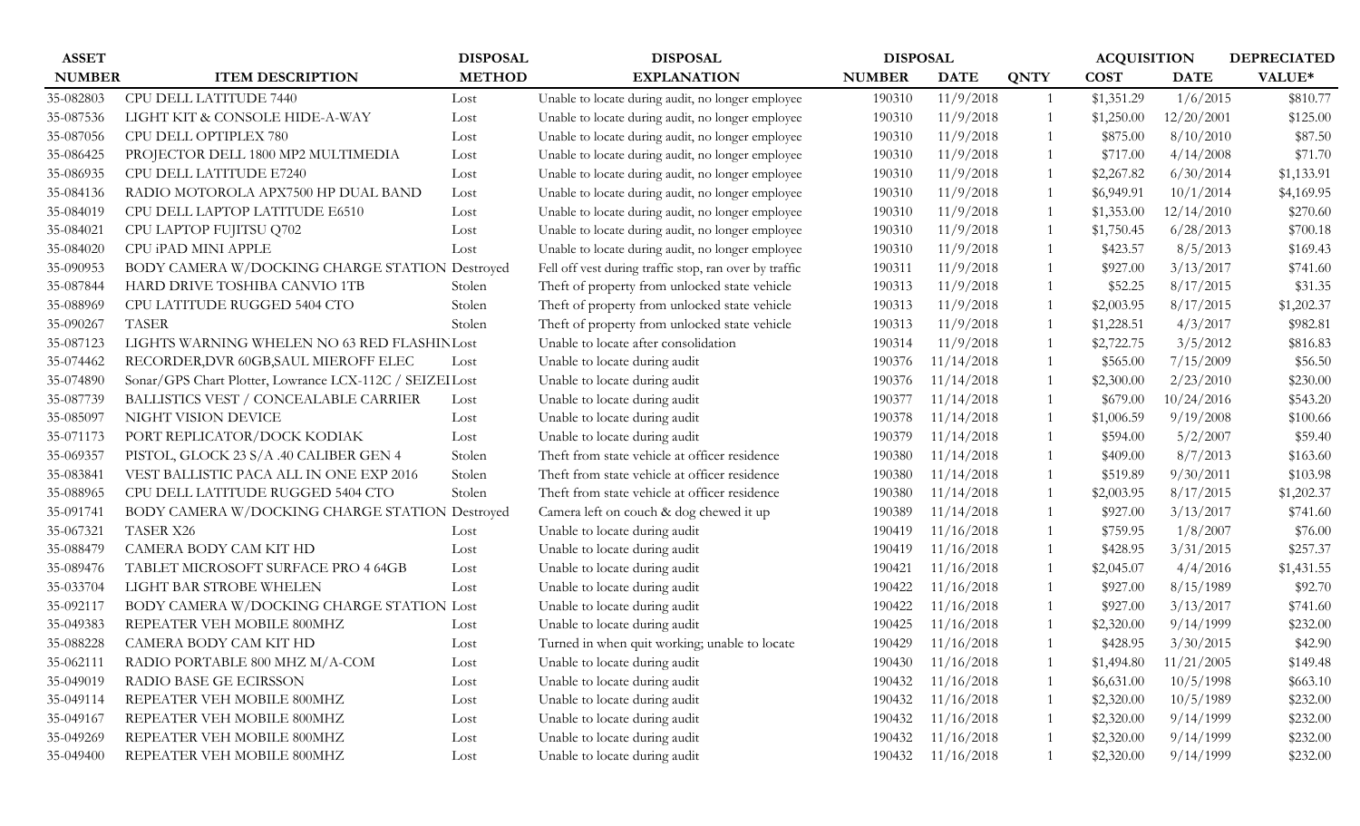| ASSET NUMBER | ITEM DESCRIPTION | DISPOSAL METHOD | DISPOSAL EXPLANATION | DISPOSAL NUMBER | DISPOSAL DATE | QNTY | ACQUISITION COST | ACQUISITION DATE | DEPRECIATED VALUE* |
|---|---|---|---|---|---|---|---|---|---|
| 35-082803 | CPU DELL LATITUDE 7440 | Lost | Unable to locate during audit, no longer employee | 190310 | 11/9/2018 | 1 | $1,351.29 | 1/6/2015 | $810.77 |
| 35-087536 | LIGHT KIT & CONSOLE HIDE-A-WAY | Lost | Unable to locate during audit, no longer employee | 190310 | 11/9/2018 | 1 | $1,250.00 | 12/20/2001 | $125.00 |
| 35-087056 | CPU DELL OPTIPLEX 780 | Lost | Unable to locate during audit, no longer employee | 190310 | 11/9/2018 | 1 | $875.00 | 8/10/2010 | $87.50 |
| 35-086425 | PROJECTOR DELL 1800 MP2 MULTIMEDIA | Lost | Unable to locate during audit, no longer employee | 190310 | 11/9/2018 | 1 | $717.00 | 4/14/2008 | $71.70 |
| 35-086935 | CPU DELL LATITUDE E7240 | Lost | Unable to locate during audit, no longer employee | 190310 | 11/9/2018 | 1 | $2,267.82 | 6/30/2014 | $1,133.91 |
| 35-084136 | RADIO MOTOROLA APX7500 HP DUAL BAND | Lost | Unable to locate during audit, no longer employee | 190310 | 11/9/2018 | 1 | $6,949.91 | 10/1/2014 | $4,169.95 |
| 35-084019 | CPU DELL LAPTOP LATITUDE E6510 | Lost | Unable to locate during audit, no longer employee | 190310 | 11/9/2018 | 1 | $1,353.00 | 12/14/2010 | $270.60 |
| 35-084021 | CPU LAPTOP FUJITSU Q702 | Lost | Unable to locate during audit, no longer employee | 190310 | 11/9/2018 | 1 | $1,750.45 | 6/28/2013 | $700.18 |
| 35-084020 | CPU iPAD MINI APPLE | Lost | Unable to locate during audit, no longer employee | 190310 | 11/9/2018 | 1 | $423.57 | 8/5/2013 | $169.43 |
| 35-090953 | BODY CAMERA W/DOCKING CHARGE STATION | Destroyed | Fell off vest during traffic stop, ran over by traffic | 190311 | 11/9/2018 | 1 | $927.00 | 3/13/2017 | $741.60 |
| 35-087844 | HARD DRIVE TOSHIBA CANVIO 1TB | Stolen | Theft of property from unlocked state vehicle | 190313 | 11/9/2018 | 1 | $52.25 | 8/17/2015 | $31.35 |
| 35-088969 | CPU LATITUDE RUGGED 5404 CTO | Stolen | Theft of property from unlocked state vehicle | 190313 | 11/9/2018 | 1 | $2,003.95 | 8/17/2015 | $1,202.37 |
| 35-090267 | TASER | Stolen | Theft of property from unlocked state vehicle | 190313 | 11/9/2018 | 1 | $1,228.51 | 4/3/2017 | $982.81 |
| 35-087123 | LIGHTS WARNING WHELEN NO 63 RED FLASHIN | Lost | Unable to locate after consolidation | 190314 | 11/9/2018 | 1 | $2,722.75 | 3/5/2012 | $816.83 |
| 35-074462 | RECORDER,DVR 60GB,SAUL MIEROFF ELEC | Lost | Unable to locate during audit | 190376 | 11/14/2018 | 1 | $565.00 | 7/15/2009 | $56.50 |
| 35-074890 | Sonar/GPS Chart Plotter, Lowrance LCX-112C / SEIZEI | Lost | Unable to locate during audit | 190376 | 11/14/2018 | 1 | $2,300.00 | 2/23/2010 | $230.00 |
| 35-087739 | BALLISTICS VEST / CONCEALABLE CARRIER | Lost | Unable to locate during audit | 190377 | 11/14/2018 | 1 | $679.00 | 10/24/2016 | $543.20 |
| 35-085097 | NIGHT VISION DEVICE | Lost | Unable to locate during audit | 190378 | 11/14/2018 | 1 | $1,006.59 | 9/19/2008 | $100.66 |
| 35-071173 | PORT REPLICATOR/DOCK KODIAK | Lost | Unable to locate during audit | 190379 | 11/14/2018 | 1 | $594.00 | 5/2/2007 | $59.40 |
| 35-069357 | PISTOL, GLOCK 23 S/A .40 CALIBER GEN 4 | Stolen | Theft from state vehicle at officer residence | 190380 | 11/14/2018 | 1 | $409.00 | 8/7/2013 | $163.60 |
| 35-083841 | VEST BALLISTIC PACA ALL IN ONE EXP 2016 | Stolen | Theft from state vehicle at officer residence | 190380 | 11/14/2018 | 1 | $519.89 | 9/30/2011 | $103.98 |
| 35-088965 | CPU DELL LATITUDE RUGGED 5404 CTO | Stolen | Theft from state vehicle at officer residence | 190380 | 11/14/2018 | 1 | $2,003.95 | 8/17/2015 | $1,202.37 |
| 35-091741 | BODY CAMERA W/DOCKING CHARGE STATION | Destroyed | Camera left on couch & dog chewed it up | 190389 | 11/14/2018 | 1 | $927.00 | 3/13/2017 | $741.60 |
| 35-067321 | TASER X26 | Lost | Unable to locate during audit | 190419 | 11/16/2018 | 1 | $759.95 | 1/8/2007 | $76.00 |
| 35-088479 | CAMERA BODY CAM KIT HD | Lost | Unable to locate during audit | 190419 | 11/16/2018 | 1 | $428.95 | 3/31/2015 | $257.37 |
| 35-089476 | TABLET MICROSOFT SURFACE PRO 4 64GB | Lost | Unable to locate during audit | 190421 | 11/16/2018 | 1 | $2,045.07 | 4/4/2016 | $1,431.55 |
| 35-033704 | LIGHT BAR STROBE WHELEN | Lost | Unable to locate during audit | 190422 | 11/16/2018 | 1 | $927.00 | 8/15/1989 | $92.70 |
| 35-092117 | BODY CAMERA W/DOCKING CHARGE STATION | Lost | Unable to locate during audit | 190422 | 11/16/2018 | 1 | $927.00 | 3/13/2017 | $741.60 |
| 35-049383 | REPEATER VEH MOBILE 800MHZ | Lost | Unable to locate during audit | 190425 | 11/16/2018 | 1 | $2,320.00 | 9/14/1999 | $232.00 |
| 35-088228 | CAMERA BODY CAM KIT HD | Lost | Turned in when quit working; unable to locate | 190429 | 11/16/2018 | 1 | $428.95 | 3/30/2015 | $42.90 |
| 35-062111 | RADIO PORTABLE 800 MHZ M/A-COM | Lost | Unable to locate during audit | 190430 | 11/16/2018 | 1 | $1,494.80 | 11/21/2005 | $149.48 |
| 35-049019 | RADIO BASE GE ECIRSSON | Lost | Unable to locate during audit | 190432 | 11/16/2018 | 1 | $6,631.00 | 10/5/1998 | $663.10 |
| 35-049114 | REPEATER VEH MOBILE 800MHZ | Lost | Unable to locate during audit | 190432 | 11/16/2018 | 1 | $2,320.00 | 10/5/1989 | $232.00 |
| 35-049167 | REPEATER VEH MOBILE 800MHZ | Lost | Unable to locate during audit | 190432 | 11/16/2018 | 1 | $2,320.00 | 9/14/1999 | $232.00 |
| 35-049269 | REPEATER VEH MOBILE 800MHZ | Lost | Unable to locate during audit | 190432 | 11/16/2018 | 1 | $2,320.00 | 9/14/1999 | $232.00 |
| 35-049400 | REPEATER VEH MOBILE 800MHZ | Lost | Unable to locate during audit | 190432 | 11/16/2018 | 1 | $2,320.00 | 9/14/1999 | $232.00 |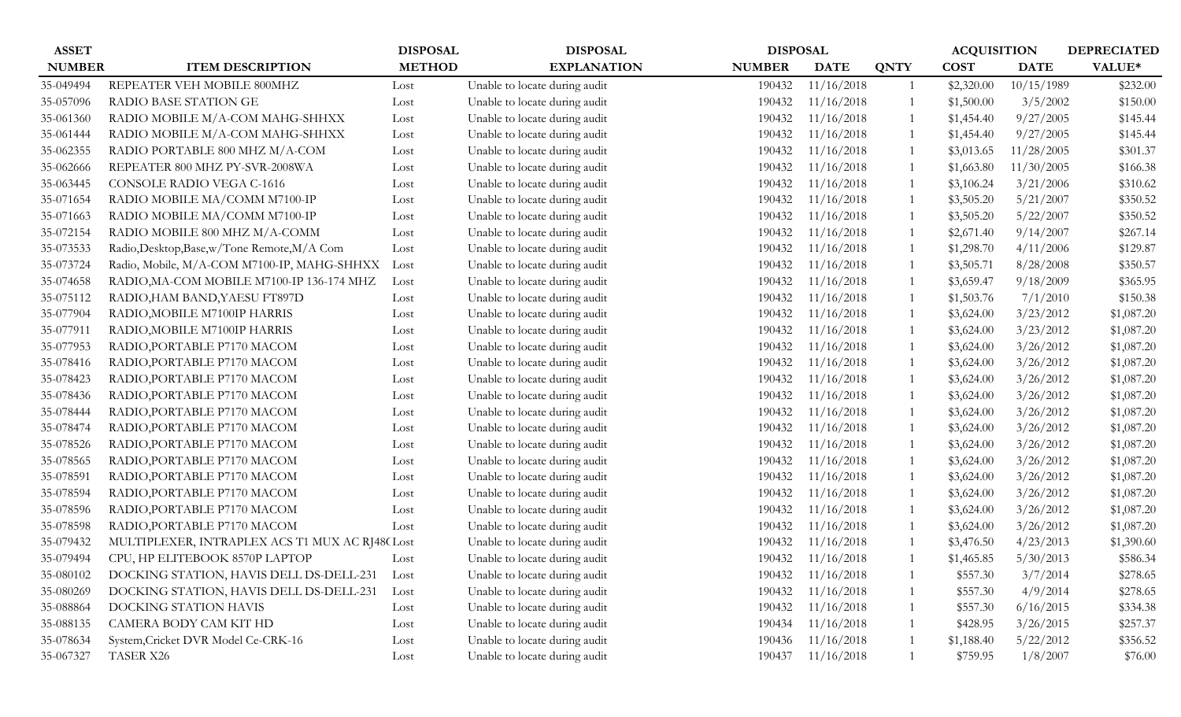| ASSET NUMBER | ITEM DESCRIPTION | DISPOSAL METHOD | DISPOSAL EXPLANATION | DISPOSAL NUMBER | DISPOSAL DATE | QNTY | ACQUISITION COST | ACQUISITION DATE | DEPRECIATED VALUE* |
|---|---|---|---|---|---|---|---|---|---|
| 35-049494 | REPEATER VEH MOBILE 800MHZ | Lost | Unable to locate during audit | 190432 | 11/16/2018 | 1 | $2,320.00 | 10/15/1989 | $232.00 |
| 35-057096 | RADIO BASE STATION GE | Lost | Unable to locate during audit | 190432 | 11/16/2018 | 1 | $1,500.00 | 3/5/2002 | $150.00 |
| 35-061360 | RADIO MOBILE M/A-COM MAHG-SHHXX | Lost | Unable to locate during audit | 190432 | 11/16/2018 | 1 | $1,454.40 | 9/27/2005 | $145.44 |
| 35-061444 | RADIO MOBILE M/A-COM MAHG-SHHXX | Lost | Unable to locate during audit | 190432 | 11/16/2018 | 1 | $1,454.40 | 9/27/2005 | $145.44 |
| 35-062355 | RADIO PORTABLE 800 MHZ M/A-COM | Lost | Unable to locate during audit | 190432 | 11/16/2018 | 1 | $3,013.65 | 11/28/2005 | $301.37 |
| 35-062666 | REPEATER 800 MHZ PY-SVR-2008WA | Lost | Unable to locate during audit | 190432 | 11/16/2018 | 1 | $1,663.80 | 11/30/2005 | $166.38 |
| 35-063445 | CONSOLE RADIO VEGA C-1616 | Lost | Unable to locate during audit | 190432 | 11/16/2018 | 1 | $3,106.24 | 3/21/2006 | $310.62 |
| 35-071654 | RADIO MOBILE MA/COMM M7100-IP | Lost | Unable to locate during audit | 190432 | 11/16/2018 | 1 | $3,505.20 | 5/21/2007 | $350.52 |
| 35-071663 | RADIO MOBILE MA/COMM M7100-IP | Lost | Unable to locate during audit | 190432 | 11/16/2018 | 1 | $3,505.20 | 5/22/2007 | $350.52 |
| 35-072154 | RADIO MOBILE 800 MHZ M/A-COMM | Lost | Unable to locate during audit | 190432 | 11/16/2018 | 1 | $2,671.40 | 9/14/2007 | $267.14 |
| 35-073533 | Radio,Desktop,Base,w/Tone Remote,M/A Com | Lost | Unable to locate during audit | 190432 | 11/16/2018 | 1 | $1,298.70 | 4/11/2006 | $129.87 |
| 35-073724 | Radio, Mobile, M/A-COM M7100-IP, MAHG-SHHXX | Lost | Unable to locate during audit | 190432 | 11/16/2018 | 1 | $3,505.71 | 8/28/2008 | $350.57 |
| 35-074658 | RADIO,MA-COM MOBILE M7100-IP 136-174 MHZ | Lost | Unable to locate during audit | 190432 | 11/16/2018 | 1 | $3,659.47 | 9/18/2009 | $365.95 |
| 35-075112 | RADIO,HAM BAND,YAESU FT897D | Lost | Unable to locate during audit | 190432 | 11/16/2018 | 1 | $1,503.76 | 7/1/2010 | $150.38 |
| 35-077904 | RADIO,MOBILE M7100IP HARRIS | Lost | Unable to locate during audit | 190432 | 11/16/2018 | 1 | $3,624.00 | 3/23/2012 | $1,087.20 |
| 35-077911 | RADIO,MOBILE M7100IP HARRIS | Lost | Unable to locate during audit | 190432 | 11/16/2018 | 1 | $3,624.00 | 3/23/2012 | $1,087.20 |
| 35-077953 | RADIO,PORTABLE P7170 MACOM | Lost | Unable to locate during audit | 190432 | 11/16/2018 | 1 | $3,624.00 | 3/26/2012 | $1,087.20 |
| 35-078416 | RADIO,PORTABLE P7170 MACOM | Lost | Unable to locate during audit | 190432 | 11/16/2018 | 1 | $3,624.00 | 3/26/2012 | $1,087.20 |
| 35-078423 | RADIO,PORTABLE P7170 MACOM | Lost | Unable to locate during audit | 190432 | 11/16/2018 | 1 | $3,624.00 | 3/26/2012 | $1,087.20 |
| 35-078436 | RADIO,PORTABLE P7170 MACOM | Lost | Unable to locate during audit | 190432 | 11/16/2018 | 1 | $3,624.00 | 3/26/2012 | $1,087.20 |
| 35-078444 | RADIO,PORTABLE P7170 MACOM | Lost | Unable to locate during audit | 190432 | 11/16/2018 | 1 | $3,624.00 | 3/26/2012 | $1,087.20 |
| 35-078474 | RADIO,PORTABLE P7170 MACOM | Lost | Unable to locate during audit | 190432 | 11/16/2018 | 1 | $3,624.00 | 3/26/2012 | $1,087.20 |
| 35-078526 | RADIO,PORTABLE P7170 MACOM | Lost | Unable to locate during audit | 190432 | 11/16/2018 | 1 | $3,624.00 | 3/26/2012 | $1,087.20 |
| 35-078565 | RADIO,PORTABLE P7170 MACOM | Lost | Unable to locate during audit | 190432 | 11/16/2018 | 1 | $3,624.00 | 3/26/2012 | $1,087.20 |
| 35-078591 | RADIO,PORTABLE P7170 MACOM | Lost | Unable to locate during audit | 190432 | 11/16/2018 | 1 | $3,624.00 | 3/26/2012 | $1,087.20 |
| 35-078594 | RADIO,PORTABLE P7170 MACOM | Lost | Unable to locate during audit | 190432 | 11/16/2018 | 1 | $3,624.00 | 3/26/2012 | $1,087.20 |
| 35-078596 | RADIO,PORTABLE P7170 MACOM | Lost | Unable to locate during audit | 190432 | 11/16/2018 | 1 | $3,624.00 | 3/26/2012 | $1,087.20 |
| 35-078598 | RADIO,PORTABLE P7170 MACOM | Lost | Unable to locate during audit | 190432 | 11/16/2018 | 1 | $3,624.00 | 3/26/2012 | $1,087.20 |
| 35-079432 | MULTIPLEXER, INTRAPLEX ACS T1 MUX AC RJ48C | Lost | Unable to locate during audit | 190432 | 11/16/2018 | 1 | $3,476.50 | 4/23/2013 | $1,390.60 |
| 35-079494 | CPU, HP ELITEBOOK 8570P LAPTOP | Lost | Unable to locate during audit | 190432 | 11/16/2018 | 1 | $1,465.85 | 5/30/2013 | $586.34 |
| 35-080102 | DOCKING STATION, HAVIS DELL DS-DELL-231 | Lost | Unable to locate during audit | 190432 | 11/16/2018 | 1 | $557.30 | 3/7/2014 | $278.65 |
| 35-080269 | DOCKING STATION, HAVIS DELL DS-DELL-231 | Lost | Unable to locate during audit | 190432 | 11/16/2018 | 1 | $557.30 | 4/9/2014 | $278.65 |
| 35-088864 | DOCKING STATION HAVIS | Lost | Unable to locate during audit | 190432 | 11/16/2018 | 1 | $557.30 | 6/16/2015 | $334.38 |
| 35-088135 | CAMERA BODY CAM KIT HD | Lost | Unable to locate during audit | 190434 | 11/16/2018 | 1 | $428.95 | 3/26/2015 | $257.37 |
| 35-078634 | System,Cricket DVR Model Ce-CRK-16 | Lost | Unable to locate during audit | 190436 | 11/16/2018 | 1 | $1,188.40 | 5/22/2012 | $356.52 |
| 35-067327 | TASER X26 | Lost | Unable to locate during audit | 190437 | 11/16/2018 | 1 | $759.95 | 1/8/2007 | $76.00 |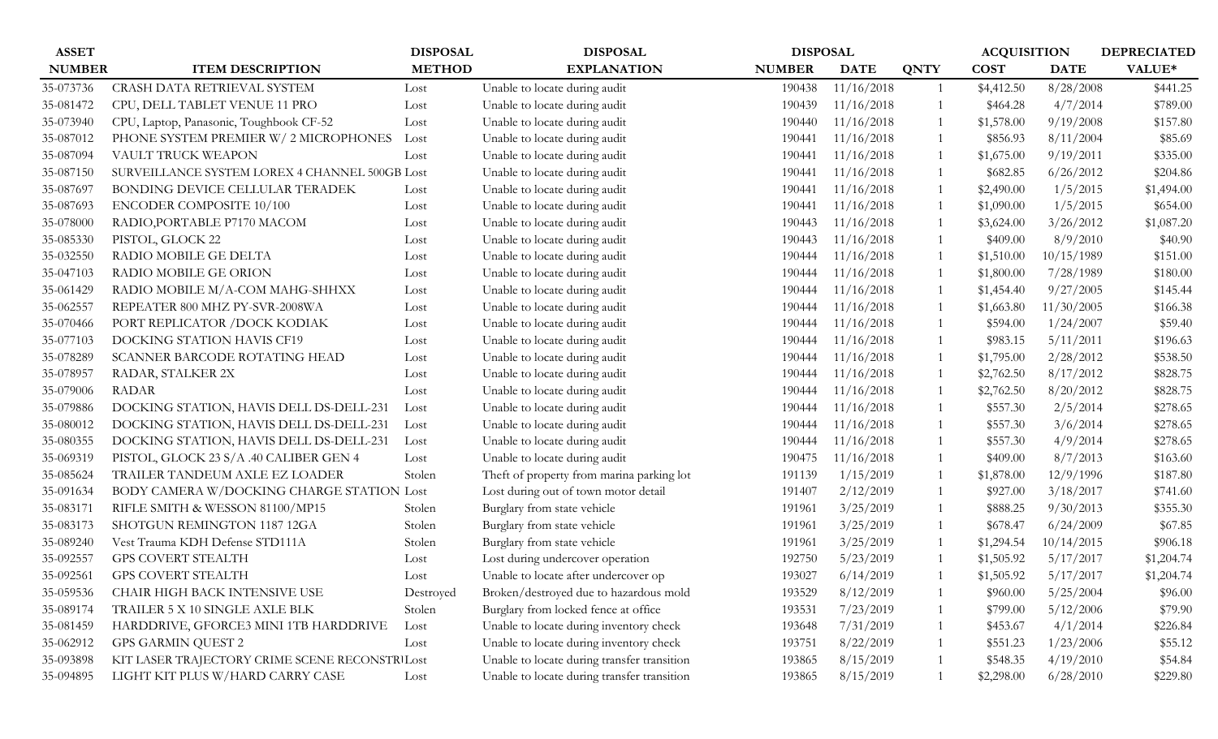| ASSET NUMBER | ITEM DESCRIPTION | DISPOSAL METHOD | DISPOSAL EXPLANATION | DISPOSAL NUMBER | DISPOSAL DATE | QNTY | ACQUISITION COST | ACQUISITION DATE | DEPRECIATED VALUE* |
|---|---|---|---|---|---|---|---|---|---|
| 35-073736 | CRASH DATA RETRIEVAL SYSTEM | Lost | Unable to locate during audit | 190438 | 11/16/2018 | 1 | $4,412.50 | 8/28/2008 | $441.25 |
| 35-081472 | CPU, DELL TABLET VENUE 11 PRO | Lost | Unable to locate during audit | 190439 | 11/16/2018 | 1 | $464.28 | 4/7/2014 | $789.00 |
| 35-073940 | CPU, Laptop, Panasonic, Toughbook CF-52 | Lost | Unable to locate during audit | 190440 | 11/16/2018 | 1 | $1,578.00 | 9/19/2008 | $157.80 |
| 35-087012 | PHONE SYSTEM PREMIER W/ 2 MICROPHONES | Lost | Unable to locate during audit | 190441 | 11/16/2018 | 1 | $856.93 | 8/11/2004 | $85.69 |
| 35-087094 | VAULT TRUCK WEAPON | Lost | Unable to locate during audit | 190441 | 11/16/2018 | 1 | $1,675.00 | 9/19/2011 | $335.00 |
| 35-087150 | SURVEILLANCE SYSTEM LOREX 4 CHANNEL 500GB | Lost | Unable to locate during audit | 190441 | 11/16/2018 | 1 | $682.85 | 6/26/2012 | $204.86 |
| 35-087697 | BONDING DEVICE CELLULAR TERADEK | Lost | Unable to locate during audit | 190441 | 11/16/2018 | 1 | $2,490.00 | 1/5/2015 | $1,494.00 |
| 35-087693 | ENCODER COMPOSITE 10/100 | Lost | Unable to locate during audit | 190441 | 11/16/2018 | 1 | $1,090.00 | 1/5/2015 | $654.00 |
| 35-078000 | RADIO,PORTABLE P7170 MACOM | Lost | Unable to locate during audit | 190443 | 11/16/2018 | 1 | $3,624.00 | 3/26/2012 | $1,087.20 |
| 35-085330 | PISTOL, GLOCK 22 | Lost | Unable to locate during audit | 190443 | 11/16/2018 | 1 | $409.00 | 8/9/2010 | $40.90 |
| 35-032550 | RADIO MOBILE GE DELTA | Lost | Unable to locate during audit | 190444 | 11/16/2018 | 1 | $1,510.00 | 10/15/1989 | $151.00 |
| 35-047103 | RADIO MOBILE GE ORION | Lost | Unable to locate during audit | 190444 | 11/16/2018 | 1 | $1,800.00 | 7/28/1989 | $180.00 |
| 35-061429 | RADIO MOBILE M/A-COM MAHG-SHHXX | Lost | Unable to locate during audit | 190444 | 11/16/2018 | 1 | $1,454.40 | 9/27/2005 | $145.44 |
| 35-062557 | REPEATER 800 MHZ PY-SVR-2008WA | Lost | Unable to locate during audit | 190444 | 11/16/2018 | 1 | $1,663.80 | 11/30/2005 | $166.38 |
| 35-070466 | PORT REPLICATOR /DOCK KODIAK | Lost | Unable to locate during audit | 190444 | 11/16/2018 | 1 | $594.00 | 1/24/2007 | $59.40 |
| 35-077103 | DOCKING STATION HAVIS CF19 | Lost | Unable to locate during audit | 190444 | 11/16/2018 | 1 | $983.15 | 5/11/2011 | $196.63 |
| 35-078289 | SCANNER BARCODE ROTATING HEAD | Lost | Unable to locate during audit | 190444 | 11/16/2018 | 1 | $1,795.00 | 2/28/2012 | $538.50 |
| 35-078957 | RADAR, STALKER 2X | Lost | Unable to locate during audit | 190444 | 11/16/2018 | 1 | $2,762.50 | 8/17/2012 | $828.75 |
| 35-079006 | RADAR | Lost | Unable to locate during audit | 190444 | 11/16/2018 | 1 | $2,762.50 | 8/20/2012 | $828.75 |
| 35-079886 | DOCKING STATION, HAVIS DELL DS-DELL-231 | Lost | Unable to locate during audit | 190444 | 11/16/2018 | 1 | $557.30 | 2/5/2014 | $278.65 |
| 35-080012 | DOCKING STATION, HAVIS DELL DS-DELL-231 | Lost | Unable to locate during audit | 190444 | 11/16/2018 | 1 | $557.30 | 3/6/2014 | $278.65 |
| 35-080355 | DOCKING STATION, HAVIS DELL DS-DELL-231 | Lost | Unable to locate during audit | 190444 | 11/16/2018 | 1 | $557.30 | 4/9/2014 | $278.65 |
| 35-069319 | PISTOL, GLOCK 23 S/A .40 CALIBER GEN 4 | Lost | Unable to locate during audit | 190475 | 11/16/2018 | 1 | $409.00 | 8/7/2013 | $163.60 |
| 35-085624 | TRAILER TANDEUM AXLE EZ LOADER | Stolen | Theft of property from marina parking lot | 191139 | 1/15/2019 | 1 | $1,878.00 | 12/9/1996 | $187.80 |
| 35-091634 | BODY CAMERA W/DOCKING CHARGE STATION | Lost | Lost during out of town motor detail | 191407 | 2/12/2019 | 1 | $927.00 | 3/18/2017 | $741.60 |
| 35-083171 | RIFLE SMITH & WESSON 81100/MP15 | Stolen | Burglary from state vehicle | 191961 | 3/25/2019 | 1 | $888.25 | 9/30/2013 | $355.30 |
| 35-083173 | SHOTGUN REMINGTON 1187 12GA | Stolen | Burglary from state vehicle | 191961 | 3/25/2019 | 1 | $678.47 | 6/24/2009 | $67.85 |
| 35-089240 | Vest Trauma KDH Defense STD111A | Stolen | Burglary from state vehicle | 191961 | 3/25/2019 | 1 | $1,294.54 | 10/14/2015 | $906.18 |
| 35-092557 | GPS COVERT STEALTH | Lost | Lost during undercover operation | 192750 | 5/23/2019 | 1 | $1,505.92 | 5/17/2017 | $1,204.74 |
| 35-092561 | GPS COVERT STEALTH | Lost | Unable to locate after undercover op | 193027 | 6/14/2019 | 1 | $1,505.92 | 5/17/2017 | $1,204.74 |
| 35-059536 | CHAIR HIGH BACK INTENSIVE USE | Destroyed | Broken/destroyed due to hazardous mold | 193529 | 8/12/2019 | 1 | $960.00 | 5/25/2004 | $96.00 |
| 35-089174 | TRAILER 5 X 10 SINGLE AXLE BLK | Stolen | Burglary from locked fence at office | 193531 | 7/23/2019 | 1 | $799.00 | 5/12/2006 | $79.90 |
| 35-081459 | HARDDRIVE, GFORCE3 MINI 1TB HARDDRIVE | Lost | Unable to locate during inventory check | 193648 | 7/31/2019 | 1 | $453.67 | 4/1/2014 | $226.84 |
| 35-062912 | GPS GARMIN QUEST 2 | Lost | Unable to locate during inventory check | 193751 | 8/22/2019 | 1 | $551.23 | 1/23/2006 | $55.12 |
| 35-093898 | KIT LASER TRAJECTORY CRIME SCENE RECONSTRU | Lost | Unable to locate during transfer transition | 193865 | 8/15/2019 | 1 | $548.35 | 4/19/2010 | $54.84 |
| 35-094895 | LIGHT KIT PLUS W/HARD CARRY CASE | Lost | Unable to locate during transfer transition | 193865 | 8/15/2019 | 1 | $2,298.00 | 6/28/2010 | $229.80 |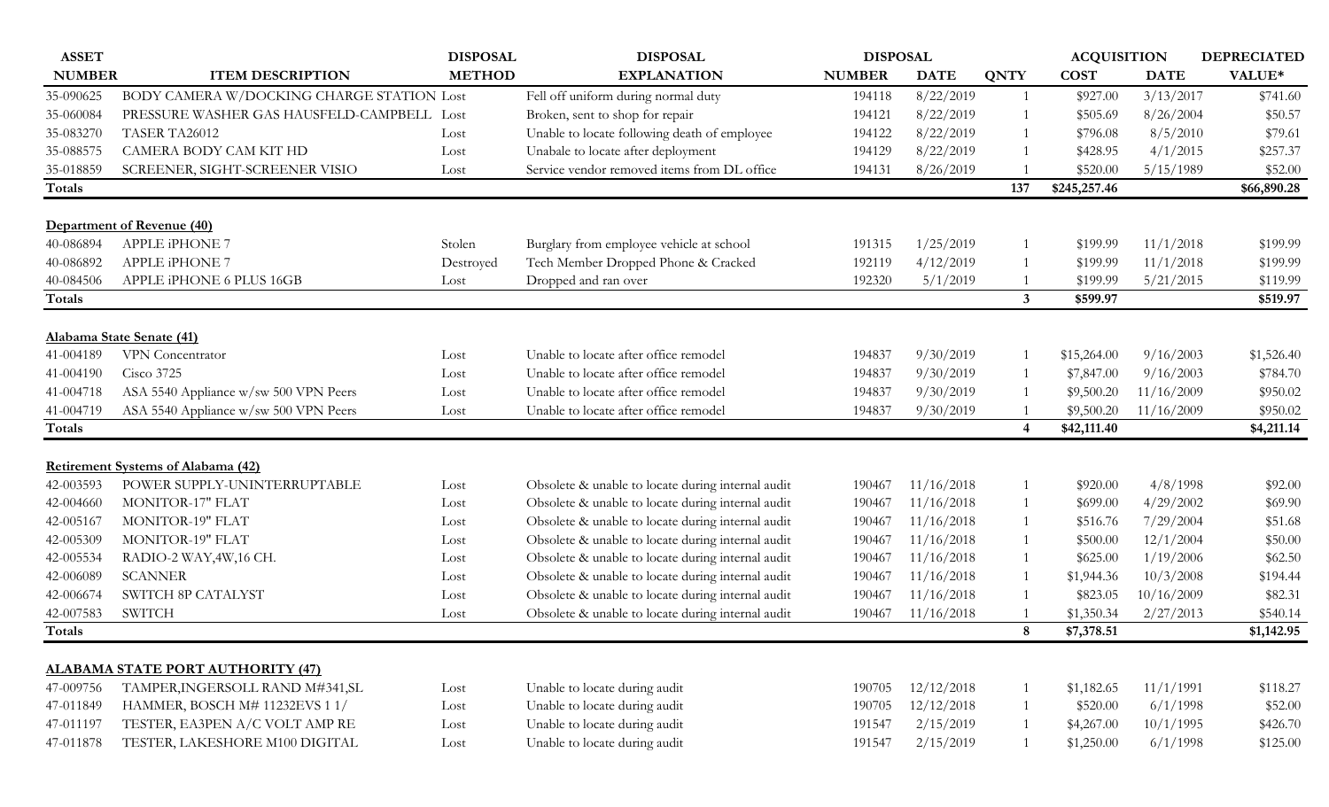| ASSET NUMBER | ITEM DESCRIPTION | DISPOSAL METHOD | DISPOSAL EXPLANATION | DISPOSAL NUMBER | DATE | QNTY | ACQUISITION COST | DATE | DEPRECIATED VALUE* |
|---|---|---|---|---|---|---|---|---|---|
| 35-090625 | BODY CAMERA W/DOCKING CHARGE STATION | Lost | Fell off uniform during normal duty | 194118 | 8/22/2019 | 1 | $927.00 | 3/13/2017 | $741.60 |
| 35-060084 | PRESSURE WASHER GAS HAUSFELD-CAMPBELL | Lost | Broken, sent to shop for repair | 194121 | 8/22/2019 | 1 | $505.69 | 8/26/2004 | $50.57 |
| 35-083270 | TASER TA26012 | Lost | Unable to locate following death of employee | 194122 | 8/22/2019 | 1 | $796.08 | 8/5/2010 | $79.61 |
| 35-088575 | CAMERA BODY CAM KIT HD | Lost | Unabale to locate after deployment | 194129 | 8/22/2019 | 1 | $428.95 | 4/1/2015 | $257.37 |
| 35-018859 | SCREENER, SIGHT-SCREENER VISIO | Lost | Service vendor removed items from DL office | 194131 | 8/26/2019 | 1 | $520.00 | 5/15/1989 | $52.00 |
| **Totals** | | | | | | **137** | **$245,257.46** | | **$66,890.28** |
| **Department of Revenue (40)** | | | | | | | | | |
| 40-086894 | APPLE iPHONE 7 | Stolen | Burglary from employee vehicle at school | 191315 | 1/25/2019 | 1 | $199.99 | 11/1/2018 | $199.99 |
| 40-086892 | APPLE iPHONE 7 | Destroyed | Tech Member Dropped Phone & Cracked | 192119 | 4/12/2019 | 1 | $199.99 | 11/1/2018 | $199.99 |
| 40-084506 | APPLE iPHONE 6 PLUS 16GB | Lost | Dropped and ran over | 192320 | 5/1/2019 | 1 | $199.99 | 5/21/2015 | $119.99 |
| **Totals** | | | | | | **3** | **$599.97** | | **$519.97** |
| **Alabama State Senate (41)** | | | | | | | | | |
| 41-004189 | VPN Concentrator | Lost | Unable to locate after office remodel | 194837 | 9/30/2019 | 1 | $15,264.00 | 9/16/2003 | $1,526.40 |
| 41-004190 | Cisco 3725 | Lost | Unable to locate after office remodel | 194837 | 9/30/2019 | 1 | $7,847.00 | 9/16/2003 | $784.70 |
| 41-004718 | ASA 5540 Appliance w/sw 500 VPN Peers | Lost | Unable to locate after office remodel | 194837 | 9/30/2019 | 1 | $9,500.20 | 11/16/2009 | $950.02 |
| 41-004719 | ASA 5540 Appliance w/sw 500 VPN Peers | Lost | Unable to locate after office remodel | 194837 | 9/30/2019 | 1 | $9,500.20 | 11/16/2009 | $950.02 |
| **Totals** | | | | | | **4** | **$42,111.40** | | **$4,211.14** |
| **Retirement Systems of Alabama (42)** | | | | | | | | | |
| 42-003593 | POWER SUPPLY-UNINTERRUPTABLE | Lost | Obsolete & unable to locate during internal audit | 190467 | 11/16/2018 | 1 | $920.00 | 4/8/1998 | $92.00 |
| 42-004660 | MONITOR-17" FLAT | Lost | Obsolete & unable to locate during internal audit | 190467 | 11/16/2018 | 1 | $699.00 | 4/29/2002 | $69.90 |
| 42-005167 | MONITOR-19" FLAT | Lost | Obsolete & unable to locate during internal audit | 190467 | 11/16/2018 | 1 | $516.76 | 7/29/2004 | $51.68 |
| 42-005309 | MONITOR-19" FLAT | Lost | Obsolete & unable to locate during internal audit | 190467 | 11/16/2018 | 1 | $500.00 | 12/1/2004 | $50.00 |
| 42-005534 | RADIO-2 WAY,4W,16 CH. | Lost | Obsolete & unable to locate during internal audit | 190467 | 11/16/2018 | 1 | $625.00 | 1/19/2006 | $62.50 |
| 42-006089 | SCANNER | Lost | Obsolete & unable to locate during internal audit | 190467 | 11/16/2018 | 1 | $1,944.36 | 10/3/2008 | $194.44 |
| 42-006674 | SWITCH 8P CATALYST | Lost | Obsolete & unable to locate during internal audit | 190467 | 11/16/2018 | 1 | $823.05 | 10/16/2009 | $82.31 |
| 42-007583 | SWITCH | Lost | Obsolete & unable to locate during internal audit | 190467 | 11/16/2018 | 1 | $1,350.34 | 2/27/2013 | $540.14 |
| **Totals** | | | | | | **8** | **$7,378.51** | | **$1,142.95** |
| **ALABAMA STATE PORT AUTHORITY (47)** | | | | | | | | | |
| 47-009756 | TAMPER,INGERSOLL RAND M#341,SL | Lost | Unable to locate during audit | 190705 | 12/12/2018 | 1 | $1,182.65 | 11/1/1991 | $118.27 |
| 47-011849 | HAMMER, BOSCH M# 11232EVS 1 1/ | Lost | Unable to locate during audit | 190705 | 12/12/2018 | 1 | $520.00 | 6/1/1998 | $52.00 |
| 47-011197 | TESTER, EA3PEN A/C VOLT AMP RE | Lost | Unable to locate during audit | 191547 | 2/15/2019 | 1 | $4,267.00 | 10/1/1995 | $426.70 |
| 47-011878 | TESTER, LAKESHORE M100 DIGITAL | Lost | Unable to locate during audit | 191547 | 2/15/2019 | 1 | $1,250.00 | 6/1/1998 | $125.00 |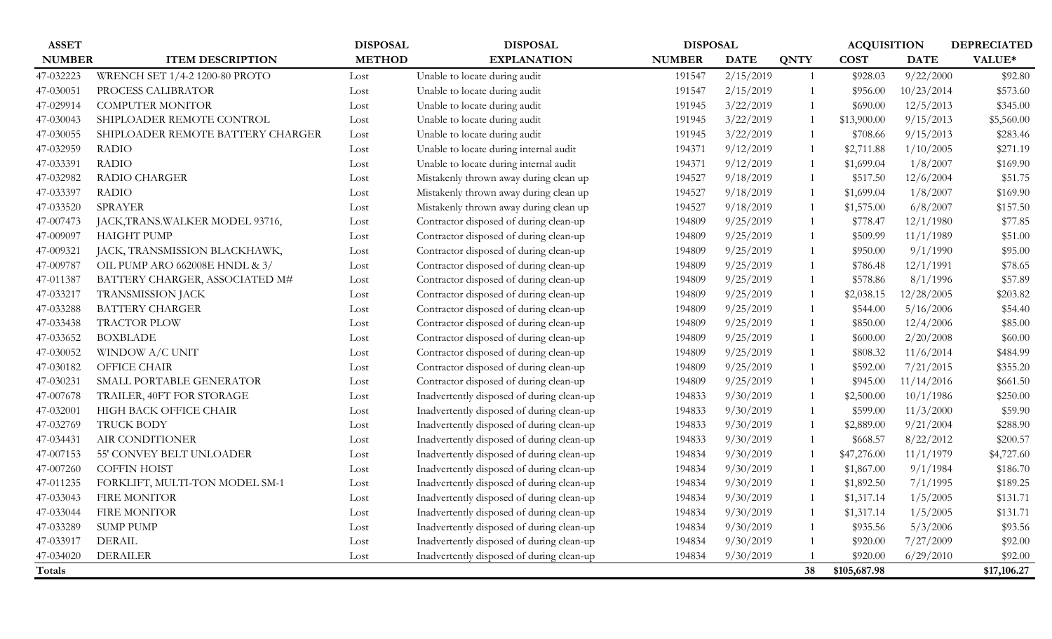| ASSET NUMBER | ITEM DESCRIPTION | DISPOSAL METHOD | DISPOSAL EXPLANATION | DISPOSAL NUMBER | DISPOSAL DATE | QNTY | ACQUISITION COST | ACQUISITION DATE | DEPRECIATED VALUE* |
|---|---|---|---|---|---|---|---|---|---|
| 47-032223 | WRENCH SET 1/4-2 1200-80 PROTO | Lost | Unable to locate during audit | 191547 | 2/15/2019 | 1 | $928.03 | 9/22/2000 | $92.80 |
| 47-030051 | PROCESS CALIBRATOR | Lost | Unable to locate during audit | 191547 | 2/15/2019 | 1 | $956.00 | 10/23/2014 | $573.60 |
| 47-029914 | COMPUTER MONITOR | Lost | Unable to locate during audit | 191945 | 3/22/2019 | 1 | $690.00 | 12/5/2013 | $345.00 |
| 47-030043 | SHIPLOADER REMOTE CONTROL | Lost | Unable to locate during audit | 191945 | 3/22/2019 | 1 | $13,900.00 | 9/15/2013 | $5,560.00 |
| 47-030055 | SHIPLOADER REMOTE BATTERY CHARGER | Lost | Unable to locate during audit | 191945 | 3/22/2019 | 1 | $708.66 | 9/15/2013 | $283.46 |
| 47-032959 | RADIO | Lost | Unable to locate during internal audit | 194371 | 9/12/2019 | 1 | $2,711.88 | 1/10/2005 | $271.19 |
| 47-033391 | RADIO | Lost | Unable to locate during internal audit | 194371 | 9/12/2019 | 1 | $1,699.04 | 1/8/2007 | $169.90 |
| 47-032982 | RADIO CHARGER | Lost | Mistakenly thrown away during clean up | 194527 | 9/18/2019 | 1 | $517.50 | 12/6/2004 | $51.75 |
| 47-033397 | RADIO | Lost | Mistakenly thrown away during clean up | 194527 | 9/18/2019 | 1 | $1,699.04 | 1/8/2007 | $169.90 |
| 47-033520 | SPRAYER | Lost | Mistakenly thrown away during clean up | 194527 | 9/18/2019 | 1 | $1,575.00 | 6/8/2007 | $157.50 |
| 47-007473 | JACK,TRANS.WALKER MODEL 93716, | Lost | Contractor disposed of during clean-up | 194809 | 9/25/2019 | 1 | $778.47 | 12/1/1980 | $77.85 |
| 47-009097 | HAIGHT PUMP | Lost | Contractor disposed of during clean-up | 194809 | 9/25/2019 | 1 | $509.99 | 11/1/1989 | $51.00 |
| 47-009321 | JACK, TRANSMISSION BLACKHAWK, | Lost | Contractor disposed of during clean-up | 194809 | 9/25/2019 | 1 | $950.00 | 9/1/1990 | $95.00 |
| 47-009787 | OIL PUMP ARO 662008E HNDL & 3/ | Lost | Contractor disposed of during clean-up | 194809 | 9/25/2019 | 1 | $786.48 | 12/1/1991 | $78.65 |
| 47-011387 | BATTERY CHARGER, ASSOCIATED M# | Lost | Contractor disposed of during clean-up | 194809 | 9/25/2019 | 1 | $578.86 | 8/1/1996 | $57.89 |
| 47-033217 | TRANSMISSION JACK | Lost | Contractor disposed of during clean-up | 194809 | 9/25/2019 | 1 | $2,038.15 | 12/28/2005 | $203.82 |
| 47-033288 | BATTERY CHARGER | Lost | Contractor disposed of during clean-up | 194809 | 9/25/2019 | 1 | $544.00 | 5/16/2006 | $54.40 |
| 47-033438 | TRACTOR PLOW | Lost | Contractor disposed of during clean-up | 194809 | 9/25/2019 | 1 | $850.00 | 12/4/2006 | $85.00 |
| 47-033652 | BOXBLADE | Lost | Contractor disposed of during clean-up | 194809 | 9/25/2019 | 1 | $600.00 | 2/20/2008 | $60.00 |
| 47-030052 | WINDOW A/C UNIT | Lost | Contractor disposed of during clean-up | 194809 | 9/25/2019 | 1 | $808.32 | 11/6/2014 | $484.99 |
| 47-030182 | OFFICE CHAIR | Lost | Contractor disposed of during clean-up | 194809 | 9/25/2019 | 1 | $592.00 | 7/21/2015 | $355.20 |
| 47-030231 | SMALL PORTABLE GENERATOR | Lost | Contractor disposed of during clean-up | 194809 | 9/25/2019 | 1 | $945.00 | 11/14/2016 | $661.50 |
| 47-007678 | TRAILER, 40FT FOR STORAGE | Lost | Inadvertently disposed of during clean-up | 194833 | 9/30/2019 | 1 | $2,500.00 | 10/1/1986 | $250.00 |
| 47-032001 | HIGH BACK OFFICE CHAIR | Lost | Inadvertently disposed of during clean-up | 194833 | 9/30/2019 | 1 | $599.00 | 11/3/2000 | $59.90 |
| 47-032769 | TRUCK BODY | Lost | Inadvertently disposed of during clean-up | 194833 | 9/30/2019 | 1 | $2,889.00 | 9/21/2004 | $288.90 |
| 47-034431 | AIR CONDITIONER | Lost | Inadvertently disposed of during clean-up | 194833 | 9/30/2019 | 1 | $668.57 | 8/22/2012 | $200.57 |
| 47-007153 | 55' CONVEY BELT UNLOADER | Lost | Inadvertently disposed of during clean-up | 194834 | 9/30/2019 | 1 | $47,276.00 | 11/1/1979 | $4,727.60 |
| 47-007260 | COFFIN HOIST | Lost | Inadvertently disposed of during clean-up | 194834 | 9/30/2019 | 1 | $1,867.00 | 9/1/1984 | $186.70 |
| 47-011235 | FORKLIFT, MULTI-TON MODEL SM-1 | Lost | Inadvertently disposed of during clean-up | 194834 | 9/30/2019 | 1 | $1,892.50 | 7/1/1995 | $189.25 |
| 47-033043 | FIRE MONITOR | Lost | Inadvertently disposed of during clean-up | 194834 | 9/30/2019 | 1 | $1,317.14 | 1/5/2005 | $131.71 |
| 47-033044 | FIRE MONITOR | Lost | Inadvertently disposed of during clean-up | 194834 | 9/30/2019 | 1 | $1,317.14 | 1/5/2005 | $131.71 |
| 47-033289 | SUMP PUMP | Lost | Inadvertently disposed of during clean-up | 194834 | 9/30/2019 | 1 | $935.56 | 5/3/2006 | $93.56 |
| 47-033917 | DERAIL | Lost | Inadvertently disposed of during clean-up | 194834 | 9/30/2019 | 1 | $920.00 | 7/27/2009 | $92.00 |
| 47-034020 | DERAILER | Lost | Inadvertently disposed of during clean-up | 194834 | 9/30/2019 | 1 | $920.00 | 6/29/2010 | $92.00 |
| **Totals** | | | | | | **38** | **$105,687.98** | | **$17,106.27** |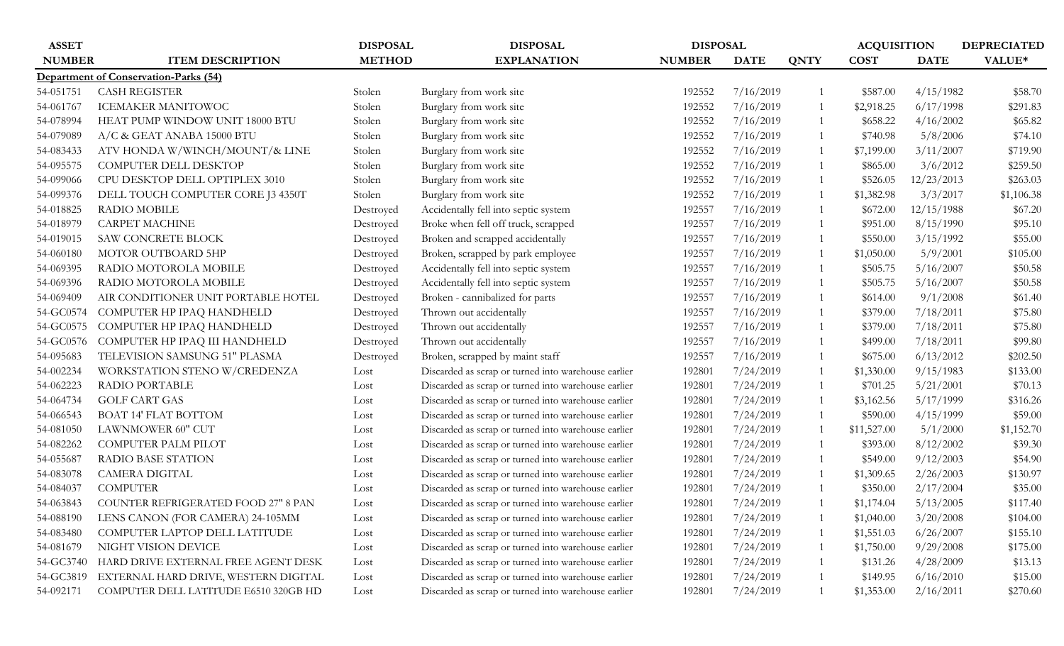| ASSET NUMBER | ITEM DESCRIPTION | DISPOSAL METHOD | DISPOSAL EXPLANATION | DISPOSAL NUMBER | DISPOSAL DATE | QNTY | ACQUISITION COST | ACQUISITION DATE | DEPRECIATED VALUE* |
|---|---|---|---|---|---|---|---|---|---|
| **Department of Conservation-Parks (54)** | | | | | | | | | |
| 54-051751 | CASH REGISTER | Stolen | Burglary from work site | 192552 | 7/16/2019 | 1 | $587.00 | 4/15/1982 | $58.70 |
| 54-061767 | ICEMAKER MANITOWOC | Stolen | Burglary from work site | 192552 | 7/16/2019 | 1 | $2,918.25 | 6/17/1998 | $291.83 |
| 54-078994 | HEAT PUMP WINDOW UNIT 18000 BTU | Stolen | Burglary from work site | 192552 | 7/16/2019 | 1 | $658.22 | 4/16/2002 | $65.82 |
| 54-079089 | A/C & GEAT ANABA 15000 BTU | Stolen | Burglary from work site | 192552 | 7/16/2019 | 1 | $740.98 | 5/8/2006 | $74.10 |
| 54-083433 | ATV HONDA W/WINCH/MOUNT/& LINE | Stolen | Burglary from work site | 192552 | 7/16/2019 | 1 | $7,199.00 | 3/11/2007 | $719.90 |
| 54-095575 | COMPUTER DELL DESKTOP | Stolen | Burglary from work site | 192552 | 7/16/2019 | 1 | $865.00 | 3/6/2012 | $259.50 |
| 54-099066 | CPU DESKTOP DELL OPTIPLEX 3010 | Stolen | Burglary from work site | 192552 | 7/16/2019 | 1 | $526.05 | 12/23/2013 | $263.03 |
| 54-099376 | DELL TOUCH COMPUTER CORE J3 4350T | Stolen | Burglary from work site | 192552 | 7/16/2019 | 1 | $1,382.98 | 3/3/2017 | $1,106.38 |
| 54-018825 | RADIO MOBILE | Destroyed | Accidentally fell into septic system | 192557 | 7/16/2019 | 1 | $672.00 | 12/15/1988 | $67.20 |
| 54-018979 | CARPET MACHINE | Destroyed | Broke when fell off truck, scrapped | 192557 | 7/16/2019 | 1 | $951.00 | 8/15/1990 | $95.10 |
| 54-019015 | SAW CONCRETE BLOCK | Destroyed | Broken and scrapped accidentally | 192557 | 7/16/2019 | 1 | $550.00 | 3/15/1992 | $55.00 |
| 54-060180 | MOTOR OUTBOARD 5HP | Destroyed | Broken, scrapped by park employee | 192557 | 7/16/2019 | 1 | $1,050.00 | 5/9/2001 | $105.00 |
| 54-069395 | RADIO MOTOROLA MOBILE | Destroyed | Accidentally fell into septic system | 192557 | 7/16/2019 | 1 | $505.75 | 5/16/2007 | $50.58 |
| 54-069396 | RADIO MOTOROLA MOBILE | Destroyed | Accidentally fell into septic system | 192557 | 7/16/2019 | 1 | $505.75 | 5/16/2007 | $50.58 |
| 54-069409 | AIR CONDITIONER UNIT PORTABLE HOTEL | Destroyed | Broken - cannibalized for parts | 192557 | 7/16/2019 | 1 | $614.00 | 9/1/2008 | $61.40 |
| 54-GC0574 | COMPUTER HP IPAQ HANDHELD | Destroyed | Thrown out accidentally | 192557 | 7/16/2019 | 1 | $379.00 | 7/18/2011 | $75.80 |
| 54-GC0575 | COMPUTER HP IPAQ HANDHELD | Destroyed | Thrown out accidentally | 192557 | 7/16/2019 | 1 | $379.00 | 7/18/2011 | $75.80 |
| 54-GC0576 | COMPUTER HP IPAQ III HANDHELD | Destroyed | Thrown out accidentally | 192557 | 7/16/2019 | 1 | $499.00 | 7/18/2011 | $99.80 |
| 54-095683 | TELEVISION SAMSUNG 51" PLASMA | Destroyed | Broken, scrapped by maint staff | 192557 | 7/16/2019 | 1 | $675.00 | 6/13/2012 | $202.50 |
| 54-002234 | WORKSTATION STENO W/CREDENZA | Lost | Discarded as scrap or turned into warehouse earlier | 192801 | 7/24/2019 | 1 | $1,330.00 | 9/15/1983 | $133.00 |
| 54-062223 | RADIO PORTABLE | Lost | Discarded as scrap or turned into warehouse earlier | 192801 | 7/24/2019 | 1 | $701.25 | 5/21/2001 | $70.13 |
| 54-064734 | GOLF CART GAS | Lost | Discarded as scrap or turned into warehouse earlier | 192801 | 7/24/2019 | 1 | $3,162.56 | 5/17/1999 | $316.26 |
| 54-066543 | BOAT 14' FLAT BOTTOM | Lost | Discarded as scrap or turned into warehouse earlier | 192801 | 7/24/2019 | 1 | $590.00 | 4/15/1999 | $59.00 |
| 54-081050 | LAWNMOWER 60" CUT | Lost | Discarded as scrap or turned into warehouse earlier | 192801 | 7/24/2019 | 1 | $11,527.00 | 5/1/2000 | $1,152.70 |
| 54-082262 | COMPUTER PALM PILOT | Lost | Discarded as scrap or turned into warehouse earlier | 192801 | 7/24/2019 | 1 | $393.00 | 8/12/2002 | $39.30 |
| 54-055687 | RADIO BASE STATION | Lost | Discarded as scrap or turned into warehouse earlier | 192801 | 7/24/2019 | 1 | $549.00 | 9/12/2003 | $54.90 |
| 54-083078 | CAMERA DIGITAL | Lost | Discarded as scrap or turned into warehouse earlier | 192801 | 7/24/2019 | 1 | $1,309.65 | 2/26/2003 | $130.97 |
| 54-084037 | COMPUTER | Lost | Discarded as scrap or turned into warehouse earlier | 192801 | 7/24/2019 | 1 | $350.00 | 2/17/2004 | $35.00 |
| 54-063843 | COUNTER REFRIGERATED FOOD 27" 8 PAN | Lost | Discarded as scrap or turned into warehouse earlier | 192801 | 7/24/2019 | 1 | $1,174.04 | 5/13/2005 | $117.40 |
| 54-088190 | LENS CANON (FOR CAMERA) 24-105MM | Lost | Discarded as scrap or turned into warehouse earlier | 192801 | 7/24/2019 | 1 | $1,040.00 | 3/20/2008 | $104.00 |
| 54-083480 | COMPUTER LAPTOP DELL LATITUDE | Lost | Discarded as scrap or turned into warehouse earlier | 192801 | 7/24/2019 | 1 | $1,551.03 | 6/26/2007 | $155.10 |
| 54-081679 | NIGHT VISION DEVICE | Lost | Discarded as scrap or turned into warehouse earlier | 192801 | 7/24/2019 | 1 | $1,750.00 | 9/29/2008 | $175.00 |
| 54-GC3740 | HARD DRIVE EXTERNAL FREE AGENT DESK | Lost | Discarded as scrap or turned into warehouse earlier | 192801 | 7/24/2019 | 1 | $131.26 | 4/28/2009 | $13.13 |
| 54-GC3819 | EXTERNAL HARD DRIVE, WESTERN DIGITAL | Lost | Discarded as scrap or turned into warehouse earlier | 192801 | 7/24/2019 | 1 | $149.95 | 6/16/2010 | $15.00 |
| 54-092171 | COMPUTER DELL LATITUDE E6510 320GB HD | Lost | Discarded as scrap or turned into warehouse earlier | 192801 | 7/24/2019 | 1 | $1,353.00 | 2/16/2011 | $270.60 |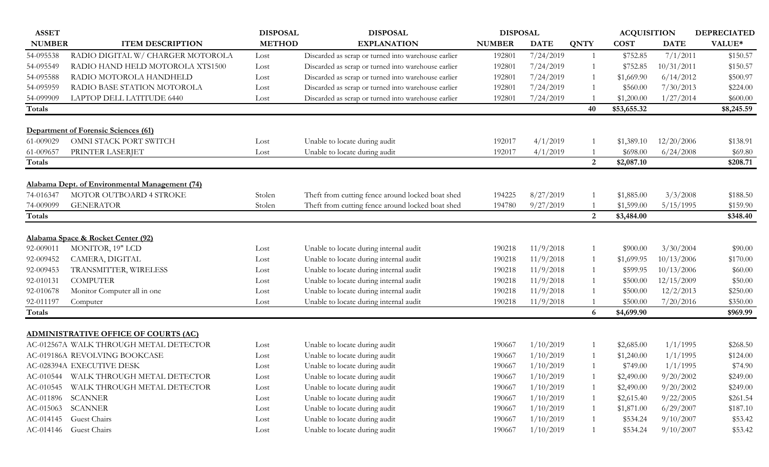| ASSET NUMBER | ITEM DESCRIPTION | DISPOSAL METHOD | DISPOSAL EXPLANATION | DISPOSAL NUMBER | DISPOSAL DATE | QNTY | ACQUISITION COST | ACQUISITION DATE | DEPRECIATED VALUE* |
|---|---|---|---|---|---|---|---|---|---|
| 54-095538 | RADIO DIGITAL W/ CHARGER MOTOROLA | Lost | Discarded as scrap or turned into warehouse earlier | 192801 | 7/24/2019 | 1 | $752.85 | 7/1/2011 | $150.57 |
| 54-095549 | RADIO HAND HELD MOTOROLA XTS1500 | Lost | Discarded as scrap or turned into warehouse earlier | 192801 | 7/24/2019 | 1 | $752.85 | 10/31/2011 | $150.57 |
| 54-095588 | RADIO MOTOROLA HANDHELD | Lost | Discarded as scrap or turned into warehouse earlier | 192801 | 7/24/2019 | 1 | $1,669.90 | 6/14/2012 | $500.97 |
| 54-095959 | RADIO BASE STATION MOTOROLA | Lost | Discarded as scrap or turned into warehouse earlier | 192801 | 7/24/2019 | 1 | $560.00 | 7/30/2013 | $224.00 |
| 54-099909 | LAPTOP DELL LATITUDE 6440 | Lost | Discarded as scrap or turned into warehouse earlier | 192801 | 7/24/2019 | 1 | $1,200.00 | 1/27/2014 | $600.00 |
| **Totals** | | | | | | **40** | **$53,655.32** | | **$8,245.59** |
| | | | | | | | | | |
| **Department of Forensic Sciences (61)** | | | | | | | | | |
| 61-009029 | OMNI STACK PORT SWITCH | Lost | Unable to locate during audit | 192017 | 4/1/2019 | 1 | $1,389.10 | 12/20/2006 | $138.91 |
| 61-009657 | PRINTER LASERJET | Lost | Unable to locate during audit | 192017 | 4/1/2019 | 1 | $698.00 | 6/24/2008 | $69.80 |
| **Totals** | | | | | | **2** | **$2,087.10** | | **$208.71** |
| | | | | | | | | | |
| **Alabama Dept. of Environmental Management (74)** | | | | | | | | | |
| 74-016347 | MOTOR OUTBOARD 4 STROKE | Stolen | Theft from cutting fence around locked boat shed | 194225 | 8/27/2019 | 1 | $1,885.00 | 3/3/2008 | $188.50 |
| 74-009099 | GENERATOR | Stolen | Theft from cutting fence around locked boat shed | 194780 | 9/27/2019 | 1 | $1,599.00 | 5/15/1995 | $159.90 |
| **Totals** | | | | | | **2** | **$3,484.00** | | **$348.40** |
| | | | | | | | | | |
| **Alabama Space & Rocket Center (92)** | | | | | | | | | |
| 92-009011 | MONITOR, 19" LCD | Lost | Unable to locate during internal audit | 190218 | 11/9/2018 | 1 | $900.00 | 3/30/2004 | $90.00 |
| 92-009452 | CAMERA, DIGITAL | Lost | Unable to locate during internal audit | 190218 | 11/9/2018 | 1 | $1,699.95 | 10/13/2006 | $170.00 |
| 92-009453 | TRANSMITTER, WIRELESS | Lost | Unable to locate during internal audit | 190218 | 11/9/2018 | 1 | $599.95 | 10/13/2006 | $60.00 |
| 92-010131 | COMPUTER | Lost | Unable to locate during internal audit | 190218 | 11/9/2018 | 1 | $500.00 | 12/15/2009 | $50.00 |
| 92-010678 | Monitor Computer all in one | Lost | Unable to locate during internal audit | 190218 | 11/9/2018 | 1 | $500.00 | 12/2/2013 | $250.00 |
| 92-011197 | Computer | Lost | Unable to locate during internal audit | 190218 | 11/9/2018 | 1 | $500.00 | 7/20/2016 | $350.00 |
| **Totals** | | | | | | **6** | **$4,699.90** | | **$969.99** |
| | | | | | | | | | |
| **ADMINISTRATIVE OFFICE OF COURTS (AC)** | | | | | | | | | |
| AC-012567A | WALK THROUGH METAL DETECTOR | Lost | Unable to locate during audit | 190667 | 1/10/2019 | 1 | $2,685.00 | 1/1/1995 | $268.50 |
| AC-019186A | REVOLVING BOOKCASE | Lost | Unable to locate during audit | 190667 | 1/10/2019 | 1 | $1,240.00 | 1/1/1995 | $124.00 |
| AC-028394A | EXECUTIVE DESK | Lost | Unable to locate during audit | 190667 | 1/10/2019 | 1 | $749.00 | 1/1/1995 | $74.90 |
| AC-010544 | WALK THROUGH METAL DETECTOR | Lost | Unable to locate during audit | 190667 | 1/10/2019 | 1 | $2,490.00 | 9/20/2002 | $249.00 |
| AC-010545 | WALK THROUGH METAL DETECTOR | Lost | Unable to locate during audit | 190667 | 1/10/2019 | 1 | $2,490.00 | 9/20/2002 | $249.00 |
| AC-011896 | SCANNER | Lost | Unable to locate during audit | 190667 | 1/10/2019 | 1 | $2,615.40 | 9/22/2005 | $261.54 |
| AC-015063 | SCANNER | Lost | Unable to locate during audit | 190667 | 1/10/2019 | 1 | $1,871.00 | 6/29/2007 | $187.10 |
| AC-014145 | Guest Chairs | Lost | Unable to locate during audit | 190667 | 1/10/2019 | 1 | $534.24 | 9/10/2007 | $53.42 |
| AC-014146 | Guest Chairs | Lost | Unable to locate during audit | 190667 | 1/10/2019 | 1 | $534.24 | 9/10/2007 | $53.42 |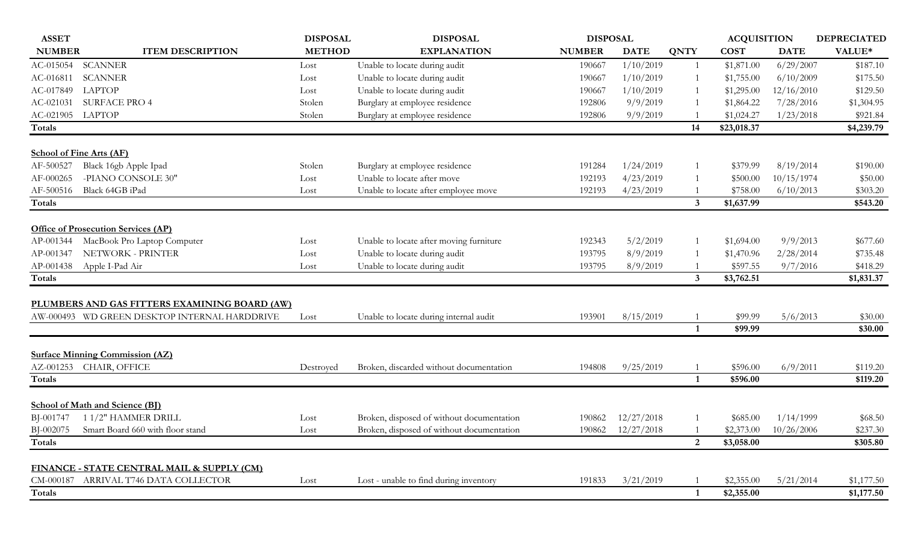| ASSET NUMBER | ITEM DESCRIPTION | DISPOSAL METHOD | DISPOSAL EXPLANATION | DISPOSAL NUMBER | DISPOSAL DATE | QNTY | ACQUISITION COST | ACQUISITION DATE | DEPRECIATED VALUE* |
|---|---|---|---|---|---|---|---|---|---|
| AC-015054 | SCANNER | Lost | Unable to locate during audit | 190667 | 1/10/2019 | 1 | $1,871.00 | 6/29/2007 | $187.10 |
| AC-016811 | SCANNER | Lost | Unable to locate during audit | 190667 | 1/10/2019 | 1 | $1,755.00 | 6/10/2009 | $175.50 |
| AC-017849 | LAPTOP | Lost | Unable to locate during audit | 190667 | 1/10/2019 | 1 | $1,295.00 | 12/16/2010 | $129.50 |
| AC-021031 | SURFACE PRO 4 | Stolen | Burglary at employee residence | 192806 | 9/9/2019 | 1 | $1,864.22 | 7/28/2016 | $1,304.95 |
| AC-021905 | LAPTOP | Stolen | Burglary at employee residence | 192806 | 9/9/2019 | 1 | $1,024.27 | 1/23/2018 | $921.84 |
| **Totals** | | | | | | **14** | **$23,018.37** | | **$4,239.79** |
| **School of Fine Arts (AF)** | | | | | | | | | |
| AF-500527 | Black 16gb Apple Ipad | Stolen | Burglary at employee residence | 191284 | 1/24/2019 | 1 | $379.99 | 8/19/2014 | $190.00 |
| AF-000265 | -PIANO CONSOLE 30" | Lost | Unable to locate after move | 192193 | 4/23/2019 | 1 | $500.00 | 10/15/1974 | $50.00 |
| AF-500516 | Black 64GB iPad | Lost | Unable to locate after employee move | 192193 | 4/23/2019 | 1 | $758.00 | 6/10/2013 | $303.20 |
| **Totals** | | | | | | **3** | **$1,637.99** | | **$543.20** |
| **Office of Prosecution Services (AP)** | | | | | | | | | |
| AP-001344 | MacBook Pro Laptop Computer | Lost | Unable to locate after moving furniture | 192343 | 5/2/2019 | 1 | $1,694.00 | 9/9/2013 | $677.60 |
| AP-001347 | NETWORK - PRINTER | Lost | Unable to locate during audit | 193795 | 8/9/2019 | 1 | $1,470.96 | 2/28/2014 | $735.48 |
| AP-001438 | Apple I-Pad Air | Lost | Unable to locate during audit | 193795 | 8/9/2019 | 1 | $597.55 | 9/7/2016 | $418.29 |
| **Totals** | | | | | | **3** | **$3,762.51** | | **$1,831.37** |
| **PLUMBERS AND GAS FITTERS EXAMINING BOARD (AW)** | | | | | | | | | |
| AW-000493 | WD GREEN DESKTOP INTERNAL HARDDRIVE | Lost | Unable to locate during internal audit | 193901 | 8/15/2019 | 1 | $99.99 | 5/6/2013 | $30.00 |
| | | | | | | **1** | **$99.99** | | **$30.00** |
| **Surface Minning Commission (AZ)** | | | | | | | | | |
| AZ-001253 | CHAIR, OFFICE | Destroyed | Broken, discarded without documentation | 194808 | 9/25/2019 | 1 | $596.00 | 6/9/2011 | $119.20 |
| **Totals** | | | | | | **1** | **$596.00** | | **$119.20** |
| **School of Math and Science (BJ)** | | | | | | | | | |
| BJ-001747 | 1 1/2" HAMMER DRILL | Lost | Broken, disposed of without documentation | 190862 | 12/27/2018 | 1 | $685.00 | 1/14/1999 | $68.50 |
| BJ-002075 | Smart Board 660 with floor stand | Lost | Broken, disposed of without documentation | 190862 | 12/27/2018 | 1 | $2,373.00 | 10/26/2006 | $237.30 |
| **Totals** | | | | | | **2** | **$3,058.00** | | **$305.80** |
| **FINANCE - STATE CENTRAL MAIL & SUPPLY (CM)** | | | | | | | | | |
| CM-000187 | ARRIVAL T746 DATA COLLECTOR | Lost | Lost - unable to find during inventory | 191833 | 3/21/2019 | 1 | $2,355.00 | 5/21/2014 | $1,177.50 |
| **Totals** | | | | | | **1** | **$2,355.00** | | **$1,177.50** |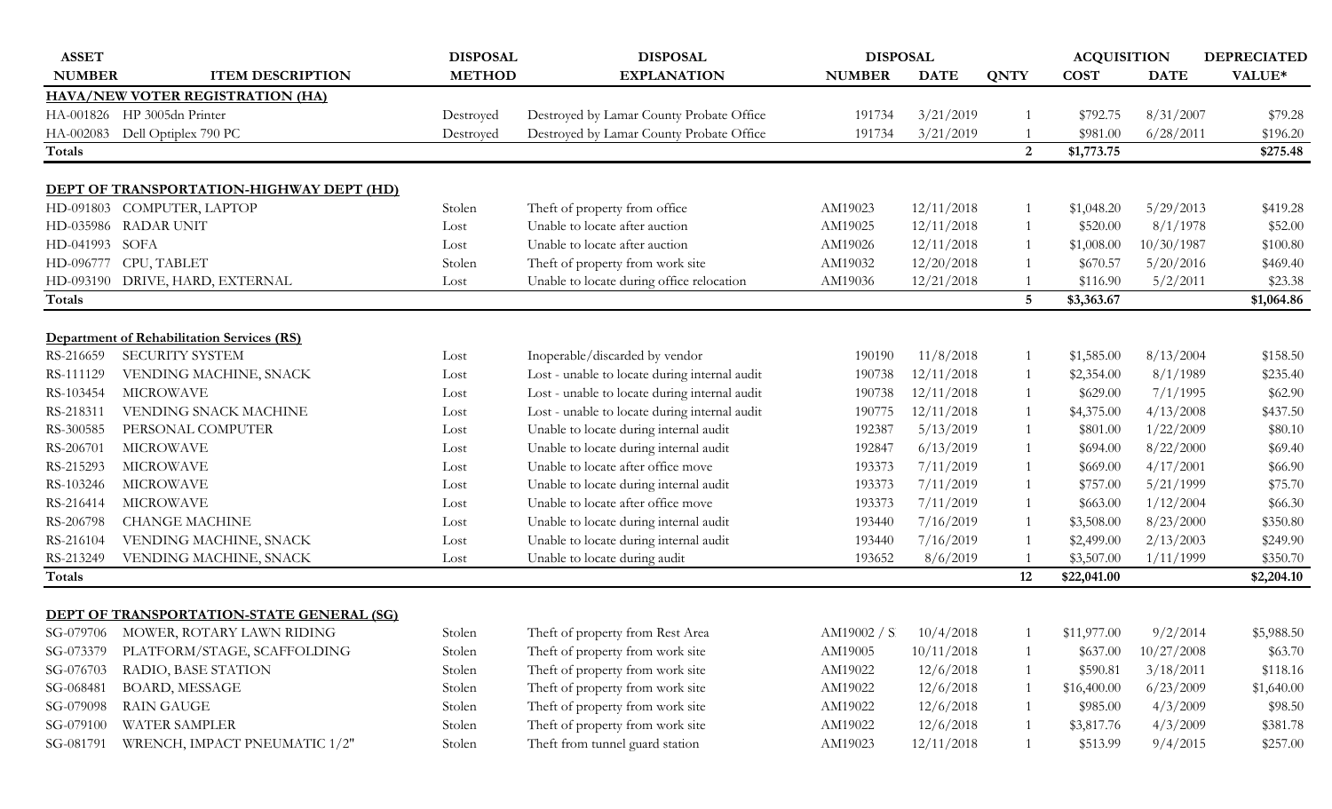| ASSET NUMBER | ITEM DESCRIPTION | DISPOSAL METHOD | DISPOSAL EXPLANATION | DISPOSAL NUMBER | DISPOSAL DATE | QNTY | ACQUISITION COST | ACQUISITION DATE | DEPRECIATED VALUE* |
|---|---|---|---|---|---|---|---|---|---|
| **HAVA/NEW VOTER REGISTRATION (HA)** | | | | | | | | | |
| HA-001826 | HP 3005dn Printer | Destroyed | Destroyed by Lamar County Probate Office | 191734 | 3/21/2019 | 1 | $792.75 | 8/31/2007 | $79.28 |
| HA-002083 | Dell Optiplex 790 PC | Destroyed | Destroyed by Lamar County Probate Office | 191734 | 3/21/2019 | 1 | $981.00 | 6/28/2011 | $196.20 |
| **Totals** | | | | | | **2** | **$1,773.75** | | **$275.48** |
| **DEPT OF TRANSPORTATION-HIGHWAY DEPT (HD)** | | | | | | | | | |
| HD-091803 | COMPUTER, LAPTOP | Stolen | Theft of property from office | AM19023 | 12/11/2018 | 1 | $1,048.20 | 5/29/2013 | $419.28 |
| HD-035986 | RADAR UNIT | Lost | Unable to locate after auction | AM19025 | 12/11/2018 | 1 | $520.00 | 8/1/1978 | $52.00 |
| HD-041993 | SOFA | Lost | Unable to locate after auction | AM19026 | 12/11/2018 | 1 | $1,008.00 | 10/30/1987 | $100.80 |
| HD-096777 | CPU, TABLET | Stolen | Theft of property from work site | AM19032 | 12/20/2018 | 1 | $670.57 | 5/20/2016 | $469.40 |
| HD-093190 | DRIVE, HARD, EXTERNAL | Lost | Unable to locate during office relocation | AM19036 | 12/21/2018 | 1 | $116.90 | 5/2/2011 | $23.38 |
| **Totals** | | | | | | **5** | **$3,363.67** | | **$1,064.86** |
| **Department of Rehabilitation Services (RS)** | | | | | | | | | |
| RS-216659 | SECURITY SYSTEM | Lost | Inoperable/discarded by vendor | 190190 | 11/8/2018 | 1 | $1,585.00 | 8/13/2004 | $158.50 |
| RS-111129 | VENDING MACHINE, SNACK | Lost | Lost - unable to locate during internal audit | 190738 | 12/11/2018 | 1 | $2,354.00 | 8/1/1989 | $235.40 |
| RS-103454 | MICROWAVE | Lost | Lost - unable to locate during internal audit | 190738 | 12/11/2018 | 1 | $629.00 | 7/1/1995 | $62.90 |
| RS-218311 | VENDING SNACK MACHINE | Lost | Lost - unable to locate during internal audit | 190775 | 12/11/2018 | 1 | $4,375.00 | 4/13/2008 | $437.50 |
| RS-300585 | PERSONAL COMPUTER | Lost | Unable to locate during internal audit | 192387 | 5/13/2019 | 1 | $801.00 | 1/22/2009 | $80.10 |
| RS-206701 | MICROWAVE | Lost | Unable to locate during internal audit | 192847 | 6/13/2019 | 1 | $694.00 | 8/22/2000 | $69.40 |
| RS-215293 | MICROWAVE | Lost | Unable to locate after office move | 193373 | 7/11/2019 | 1 | $669.00 | 4/17/2001 | $66.90 |
| RS-103246 | MICROWAVE | Lost | Unable to locate during internal audit | 193373 | 7/11/2019 | 1 | $757.00 | 5/21/1999 | $75.70 |
| RS-216414 | MICROWAVE | Lost | Unable to locate after office move | 193373 | 7/11/2019 | 1 | $663.00 | 1/12/2004 | $66.30 |
| RS-206798 | CHANGE MACHINE | Lost | Unable to locate during internal audit | 193440 | 7/16/2019 | 1 | $3,508.00 | 8/23/2000 | $350.80 |
| RS-216104 | VENDING MACHINE, SNACK | Lost | Unable to locate during internal audit | 193440 | 7/16/2019 | 1 | $2,499.00 | 2/13/2003 | $249.90 |
| RS-213249 | VENDING MACHINE, SNACK | Lost | Unable to locate during audit | 193652 | 8/6/2019 | 1 | $3,507.00 | 1/11/1999 | $350.70 |
| **Totals** | | | | | | **12** | **$22,041.00** | | **$2,204.10** |
| **DEPT OF TRANSPORTATION-STATE GENERAL (SG)** | | | | | | | | | |
| SG-079706 | MOWER, ROTARY LAWN RIDING | Stolen | Theft of property from Rest Area | AM19002 / S | 10/4/2018 | 1 | $11,977.00 | 9/2/2014 | $5,988.50 |
| SG-073379 | PLATFORM/STAGE, SCAFFOLDING | Stolen | Theft of property from work site | AM19005 | 10/11/2018 | 1 | $637.00 | 10/27/2008 | $63.70 |
| SG-076703 | RADIO, BASE STATION | Stolen | Theft of property from work site | AM19022 | 12/6/2018 | 1 | $590.81 | 3/18/2011 | $118.16 |
| SG-068481 | BOARD, MESSAGE | Stolen | Theft of property from work site | AM19022 | 12/6/2018 | 1 | $16,400.00 | 6/23/2009 | $1,640.00 |
| SG-079098 | RAIN GAUGE | Stolen | Theft of property from work site | AM19022 | 12/6/2018 | 1 | $985.00 | 4/3/2009 | $98.50 |
| SG-079100 | WATER SAMPLER | Stolen | Theft of property from work site | AM19022 | 12/6/2018 | 1 | $3,817.76 | 4/3/2009 | $381.78 |
| SG-081791 | WRENCH, IMPACT PNEUMATIC 1/2" | Stolen | Theft from tunnel guard station | AM19023 | 12/11/2018 | 1 | $513.99 | 9/4/2015 | $257.00 |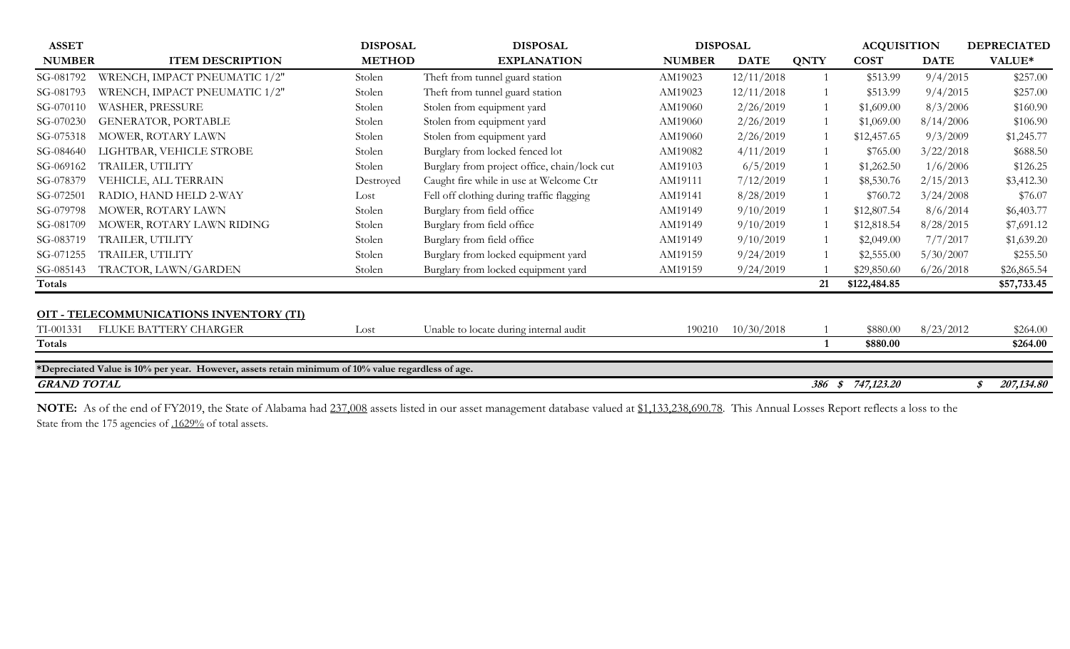| ASSET NUMBER | ITEM DESCRIPTION | DISPOSAL METHOD | DISPOSAL EXPLANATION | DISPOSAL NUMBER | DISPOSAL DATE | QNTY | ACQUISITION COST | ACQUISITION DATE | DEPRECIATED VALUE* |
|---|---|---|---|---|---|---|---|---|---|
| SG-081792 | WRENCH, IMPACT PNEUMATIC 1/2" | Stolen | Theft from tunnel guard station | AM19023 | 12/11/2018 | 1 | $513.99 | 9/4/2015 | $257.00 |
| SG-081793 | WRENCH, IMPACT PNEUMATIC 1/2" | Stolen | Theft from tunnel guard station | AM19023 | 12/11/2018 | 1 | $513.99 | 9/4/2015 | $257.00 |
| SG-070110 | WASHER, PRESSURE | Stolen | Stolen from equipment yard | AM19060 | 2/26/2019 | 1 | $1,609.00 | 8/3/2006 | $160.90 |
| SG-070230 | GENERATOR, PORTABLE | Stolen | Stolen from equipment yard | AM19060 | 2/26/2019 | 1 | $1,069.00 | 8/14/2006 | $106.90 |
| SG-075318 | MOWER, ROTARY LAWN | Stolen | Stolen from equipment yard | AM19060 | 2/26/2019 | 1 | $12,457.65 | 9/3/2009 | $1,245.77 |
| SG-084640 | LIGHTBAR, VEHICLE STROBE | Stolen | Burglary from locked fenced lot | AM19082 | 4/11/2019 | 1 | $765.00 | 3/22/2018 | $688.50 |
| SG-069162 | TRAILER, UTILITY | Stolen | Burglary from project office, chain/lock cut | AM19103 | 6/5/2019 | 1 | $1,262.50 | 1/6/2006 | $126.25 |
| SG-078379 | VEHICLE, ALL TERRAIN | Destroyed | Caught fire while in use at Welcome Ctr | AM19111 | 7/12/2019 | 1 | $8,530.76 | 2/15/2013 | $3,412.30 |
| SG-072501 | RADIO, HAND HELD 2-WAY | Lost | Fell off clothing during traffic flagging | AM19141 | 8/28/2019 | 1 | $760.72 | 3/24/2008 | $76.07 |
| SG-079798 | MOWER, ROTARY LAWN | Stolen | Burglary from field office | AM19149 | 9/10/2019 | 1 | $12,807.54 | 8/6/2014 | $6,403.77 |
| SG-081709 | MOWER, ROTARY LAWN RIDING | Stolen | Burglary from field office | AM19149 | 9/10/2019 | 1 | $12,818.54 | 8/28/2015 | $7,691.12 |
| SG-083719 | TRAILER, UTILITY | Stolen | Burglary from field office | AM19149 | 9/10/2019 | 1 | $2,049.00 | 7/7/2017 | $1,639.20 |
| SG-071255 | TRAILER, UTILITY | Stolen | Burglary from locked equipment yard | AM19159 | 9/24/2019 | 1 | $2,555.00 | 5/30/2007 | $255.50 |
| SG-085143 | TRACTOR, LAWN/GARDEN | Stolen | Burglary from locked equipment yard | AM19159 | 9/24/2019 | 1 | $29,850.60 | 6/26/2018 | $26,865.54 |
| **Totals** | | | | | | **21** | **$122,484.85** | | **$57,733.45** |
| | **OIT - TELECOMMUNICATIONS INVENTORY (TI)** | | | | | | | | |
| TI-001331 | FLUKE BATTERY CHARGER | Lost | Unable to locate during internal audit | 190210 | 10/30/2018 | 1 | $880.00 | 8/23/2012 | $264.00 |
| **Totals** | | | | | | **1** | **$880.00** | | **$264.00** |
| ***GRAND TOTAL*** | | | | | | ***386*** | ***$ 747,123.20*** | | ***$ 207,134.80*** |

**\*Depreciated Value is 10% per year. However, assets retain minimum of 10% value regardless of age.**

**NOTE:** As of the end of FY2019, the State of Alabama had 237,008 assets listed in our asset management database valued at $1,133,238,690.78. This Annual Losses Report reflects a loss to the State from the 175 agencies of .1629% of total assets.